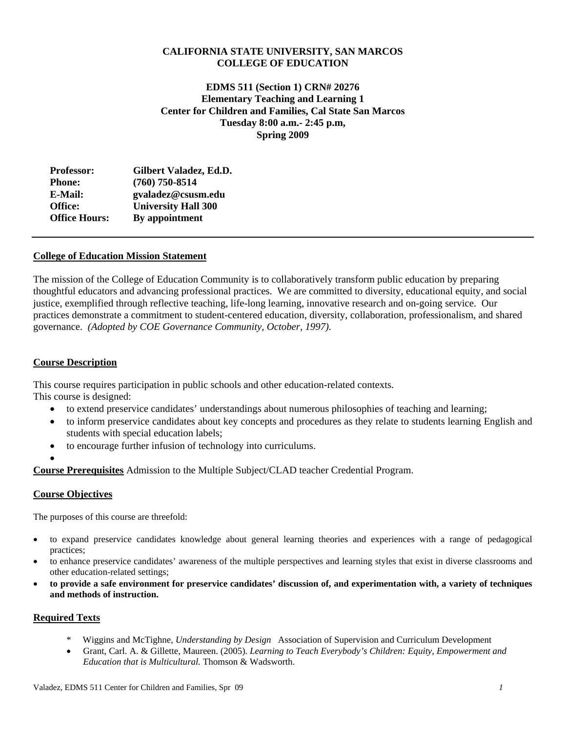**CALIFORNIA STATE UNIVERSITY, SAN MARCOS**
**COLLEGE OF EDUCATION**

**EDMS 511 (Section 1) CRN# 20276**
**Elementary Teaching and Learning 1**
**Center for Children and Families, Cal State San Marcos**
**Tuesday 8:00 a.m.- 2:45 p.m,**
**Spring 2009**

| | |
|---|---|
| **Professor:** | **Gilbert Valadez, Ed.D.** |
| **Phone:** | **(760) 750-8514** |
| **E-Mail:** | **gvaladez@csusm.edu** |
| **Office:** | **University Hall 300** |
| **Office Hours:** | **By appointment** |

---

## College of Education Mission Statement

The mission of the College of Education Community is to collaboratively transform public education by preparing thoughtful educators and advancing professional practices. We are committed to diversity, educational equity, and social justice, exemplified through reflective teaching, life-long learning, innovative research and on-going service. Our practices demonstrate a commitment to student-centered education, diversity, collaboration, professionalism, and shared governance. *(Adopted by COE Governance Community, October, 1997).*

## Course Description

This course requires participation in public schools and other education-related contexts.
This course is designed:

- to extend preservice candidates' understandings about numerous philosophies of teaching and learning;
- to inform preservice candidates about key concepts and procedures as they relate to students learning English and students with special education labels;
- to encourage further infusion of technology into curriculums.

**Course Prerequisites** Admission to the Multiple Subject/CLAD teacher Credential Program.

## Course Objectives

The purposes of this course are threefold:

- to expand preservice candidates knowledge about general learning theories and experiences with a range of pedagogical practices;
- to enhance preservice candidates' awareness of the multiple perspectives and learning styles that exist in diverse classrooms and other education-related settings;
- **to provide a safe environment for preservice candidates' discussion of, and experimentation with, a variety of techniques and methods of instruction.**

## Required Texts

* Wiggins and McTighne, *Understanding by Design* Association of Supervision and Curriculum Development
- Grant, Carl. A. & Gillette, Maureen. (2005). *Learning to Teach Everybody's Children: Equity, Empowerment and Education that is Multicultural.* Thomson & Wadsworth.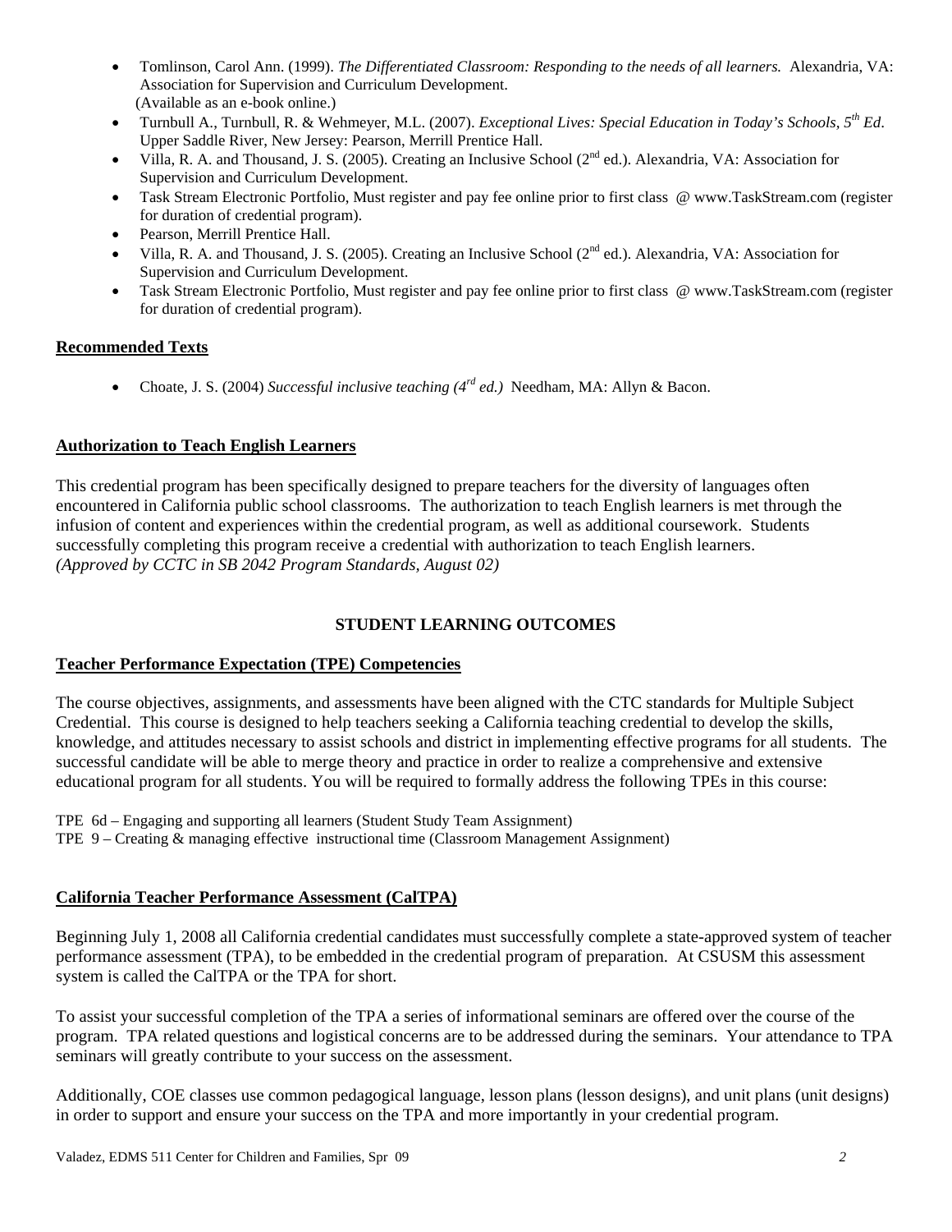- Tomlinson, Carol Ann. (1999). *The Differentiated Classroom: Responding to the needs of all learners.* Alexandria, VA: Association for Supervision and Curriculum Development. (Available as an e-book online.)
- Turnbull A., Turnbull, R. & Wehmeyer, M.L. (2007). *Exceptional Lives: Special Education in Today's Schools, 5th Ed*. Upper Saddle River, New Jersey: Pearson, Merrill Prentice Hall.
- Villa, R. A. and Thousand, J. S. (2005). Creating an Inclusive School (2nd ed.). Alexandria, VA: Association for Supervision and Curriculum Development.
- Task Stream Electronic Portfolio, Must register and pay fee online prior to first class @ www.TaskStream.com (register for duration of credential program).
- Pearson, Merrill Prentice Hall.
- Villa, R. A. and Thousand, J. S. (2005). Creating an Inclusive School (2nd ed.). Alexandria, VA: Association for Supervision and Curriculum Development.
- Task Stream Electronic Portfolio, Must register and pay fee online prior to first class @ www.TaskStream.com (register for duration of credential program).

## Recommended Texts

- Choate, J. S. (2004) *Successful inclusive teaching (4rd ed.)* Needham, MA: Allyn & Bacon.

## Authorization to Teach English Learners

This credential program has been specifically designed to prepare teachers for the diversity of languages often encountered in California public school classrooms. The authorization to teach English learners is met through the infusion of content and experiences within the credential program, as well as additional coursework. Students successfully completing this program receive a credential with authorization to teach English learners. *(Approved by CCTC in SB 2042 Program Standards, August 02)*

# STUDENT LEARNING OUTCOMES

## Teacher Performance Expectation (TPE) Competencies

The course objectives, assignments, and assessments have been aligned with the CTC standards for Multiple Subject Credential. This course is designed to help teachers seeking a California teaching credential to develop the skills, knowledge, and attitudes necessary to assist schools and district in implementing effective programs for all students. The successful candidate will be able to merge theory and practice in order to realize a comprehensive and extensive educational program for all students. You will be required to formally address the following TPEs in this course:

TPE 6d – Engaging and supporting all learners (Student Study Team Assignment)
TPE 9 – Creating & managing effective instructional time (Classroom Management Assignment)

## California Teacher Performance Assessment (CalTPA)

Beginning July 1, 2008 all California credential candidates must successfully complete a state-approved system of teacher performance assessment (TPA), to be embedded in the credential program of preparation. At CSUSM this assessment system is called the CalTPA or the TPA for short.

To assist your successful completion of the TPA a series of informational seminars are offered over the course of the program. TPA related questions and logistical concerns are to be addressed during the seminars. Your attendance to TPA seminars will greatly contribute to your success on the assessment.

Additionally, COE classes use common pedagogical language, lesson plans (lesson designs), and unit plans (unit designs) in order to support and ensure your success on the TPA and more importantly in your credential program.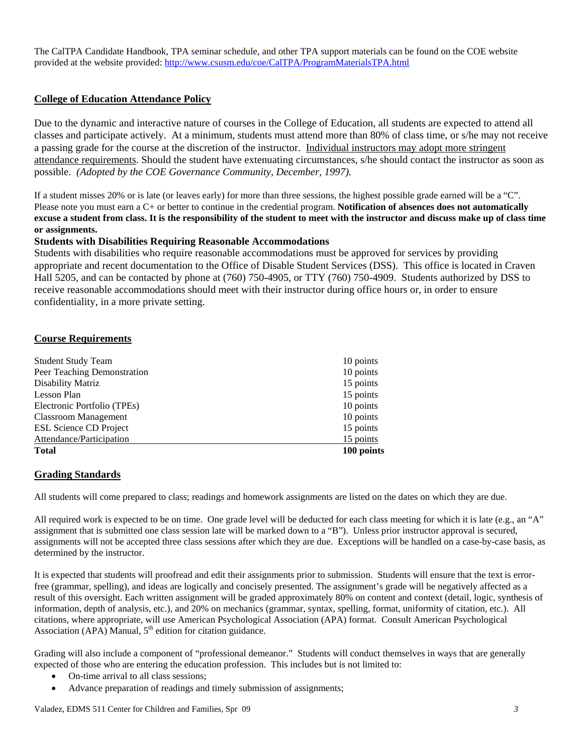The CalTPA Candidate Handbook, TPA seminar schedule, and other TPA support materials can be found on the COE website provided at the website provided: http://www.csusm.edu/coe/CalTPA/ProgramMaterialsTPA.html

## College of Education Attendance Policy

Due to the dynamic and interactive nature of courses in the College of Education, all students are expected to attend all classes and participate actively. At a minimum, students must attend more than 80% of class time, or s/he may not receive a passing grade for the course at the discretion of the instructor. Individual instructors may adopt more stringent attendance requirements. Should the student have extenuating circumstances, s/he should contact the instructor as soon as possible. *(Adopted by the COE Governance Community, December, 1997).*

If a student misses 20% or is late (or leaves early) for more than three sessions, the highest possible grade earned will be a "C". Please note you must earn a C+ or better to continue in the credential program. **Notification of absences does not automatically excuse a student from class. It is the responsibility of the student to meet with the instructor and discuss make up of class time or assignments.**

### Students with Disabilities Requiring Reasonable Accommodations

Students with disabilities who require reasonable accommodations must be approved for services by providing appropriate and recent documentation to the Office of Disable Student Services (DSS). This office is located in Craven Hall 5205, and can be contacted by phone at (760) 750-4905, or TTY (760) 750-4909. Students authorized by DSS to receive reasonable accommodations should meet with their instructor during office hours or, in order to ensure confidentiality, in a more private setting.

## Course Requirements

| Requirement | Points |
|---|---|
| Student Study Team | 10 points |
| Peer Teaching Demonstration | 10 points |
| Disability Matriz | 15 points |
| Lesson Plan | 15 points |
| Electronic Portfolio (TPEs) | 10 points |
| Classroom Management | 10 points |
| ESL Science CD Project | 15 points |
| Attendance/Participation | 15 points |
| **Total** | **100 points** |

## Grading Standards

All students will come prepared to class; readings and homework assignments are listed on the dates on which they are due.

All required work is expected to be on time. One grade level will be deducted for each class meeting for which it is late (e.g., an "A" assignment that is submitted one class session late will be marked down to a "B"). Unless prior instructor approval is secured, assignments will not be accepted three class sessions after which they are due. Exceptions will be handled on a case-by-case basis, as determined by the instructor.

It is expected that students will proofread and edit their assignments prior to submission. Students will ensure that the text is error-free (grammar, spelling), and ideas are logically and concisely presented. The assignment's grade will be negatively affected as a result of this oversight. Each written assignment will be graded approximately 80% on content and context (detail, logic, synthesis of information, depth of analysis, etc.), and 20% on mechanics (grammar, syntax, spelling, format, uniformity of citation, etc.). All citations, where appropriate, will use American Psychological Association (APA) format. Consult American Psychological Association (APA) Manual, 5th edition for citation guidance.

Grading will also include a component of "professional demeanor." Students will conduct themselves in ways that are generally expected of those who are entering the education profession. This includes but is not limited to:

- On-time arrival to all class sessions;
- Advance preparation of readings and timely submission of assignments;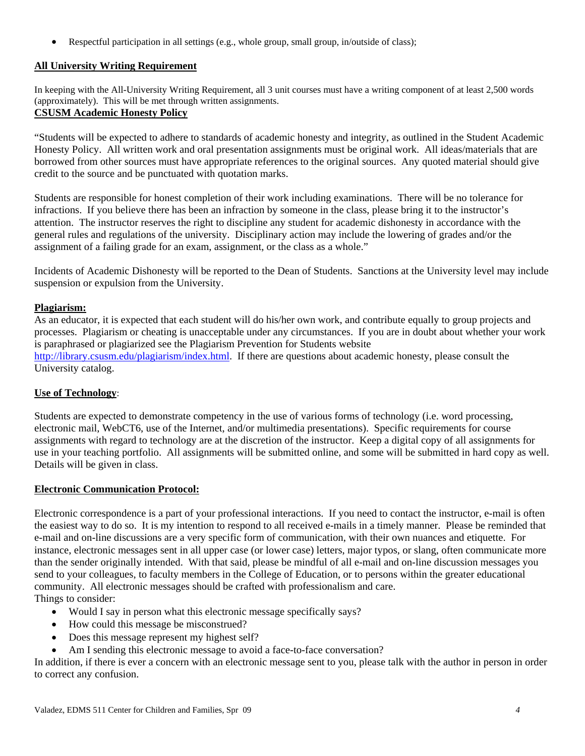- Respectful participation in all settings (e.g., whole group, small group, in/outside of class);

**All University Writing Requirement**

In keeping with the All-University Writing Requirement, all 3 unit courses must have a writing component of at least 2,500 words (approximately). This will be met through written assignments.

**CSUSM Academic Honesty Policy**

"Students will be expected to adhere to standards of academic honesty and integrity, as outlined in the Student Academic Honesty Policy. All written work and oral presentation assignments must be original work. All ideas/materials that are borrowed from other sources must have appropriate references to the original sources. Any quoted material should give credit to the source and be punctuated with quotation marks.

Students are responsible for honest completion of their work including examinations. There will be no tolerance for infractions. If you believe there has been an infraction by someone in the class, please bring it to the instructor's attention. The instructor reserves the right to discipline any student for academic dishonesty in accordance with the general rules and regulations of the university. Disciplinary action may include the lowering of grades and/or the assignment of a failing grade for an exam, assignment, or the class as a whole."

Incidents of Academic Dishonesty will be reported to the Dean of Students. Sanctions at the University level may include suspension or expulsion from the University.

**Plagiarism:**

As an educator, it is expected that each student will do his/her own work, and contribute equally to group projects and processes. Plagiarism or cheating is unacceptable under any circumstances. If you are in doubt about whether your work is paraphrased or plagiarized see the Plagiarism Prevention for Students website http://library.csusm.edu/plagiarism/index.html. If there are questions about academic honesty, please consult the University catalog.

**Use of Technology**:

Students are expected to demonstrate competency in the use of various forms of technology (i.e. word processing, electronic mail, WebCT6, use of the Internet, and/or multimedia presentations). Specific requirements for course assignments with regard to technology are at the discretion of the instructor. Keep a digital copy of all assignments for use in your teaching portfolio. All assignments will be submitted online, and some will be submitted in hard copy as well. Details will be given in class.

**Electronic Communication Protocol:**

Electronic correspondence is a part of your professional interactions. If you need to contact the instructor, e-mail is often the easiest way to do so. It is my intention to respond to all received e-mails in a timely manner. Please be reminded that e-mail and on-line discussions are a very specific form of communication, with their own nuances and etiquette. For instance, electronic messages sent in all upper case (or lower case) letters, major typos, or slang, often communicate more than the sender originally intended. With that said, please be mindful of all e-mail and on-line discussion messages you send to your colleagues, to faculty members in the College of Education, or to persons within the greater educational community. All electronic messages should be crafted with professionalism and care.

Things to consider:

- Would I say in person what this electronic message specifically says?
- How could this message be misconstrued?
- Does this message represent my highest self?
- Am I sending this electronic message to avoid a face-to-face conversation?

In addition, if there is ever a concern with an electronic message sent to you, please talk with the author in person in order to correct any confusion.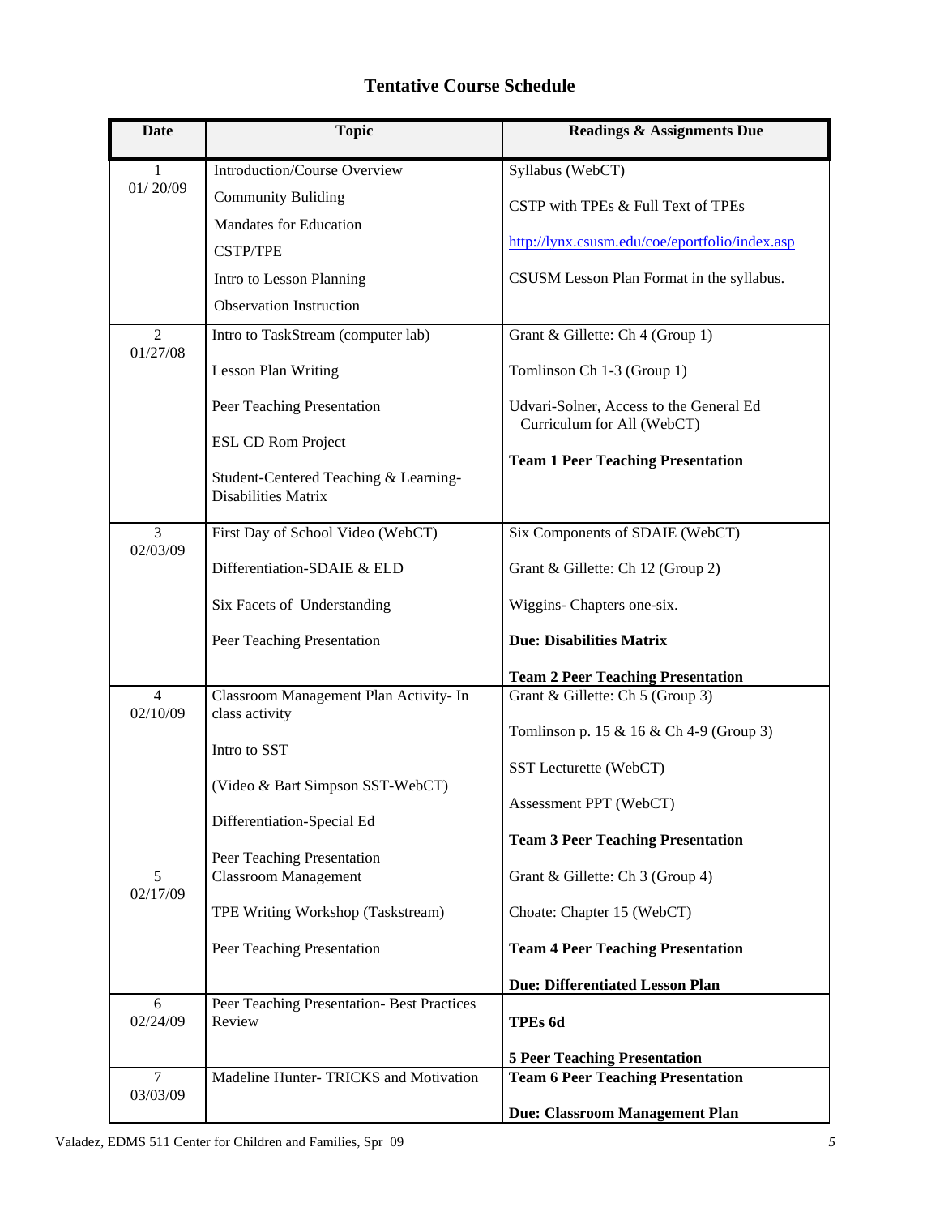## Tentative Course Schedule

| Date | Topic | Readings & Assignments Due |
|---|---|---|
| 1<br>01/ 20/09 | Introduction/Course Overview<br>Community Buliding<br>Mandates for Education<br>CSTP/TPE<br>Intro to Lesson Planning<br>Observation Instruction | Syllabus (WebCT)<br>CSTP with TPEs & Full Text of TPEs<br>http://lynx.csusm.edu/coe/eportfolio/index.asp<br>CSUSM Lesson Plan Format in the syllabus. |
| 2<br>01/27/08 | Intro to TaskStream (computer lab)<br>Lesson Plan Writing<br>Peer Teaching Presentation<br>ESL CD Rom Project<br>Student-Centered Teaching & Learning-Disabilities Matrix | Grant & Gillette: Ch 4 (Group 1)<br>Tomlinson Ch 1-3 (Group 1)<br>Udvari-Solner, Access to the General Ed Curriculum for All (WebCT)<br>**Team 1 Peer Teaching Presentation** |
| 3<br>02/03/09 | First Day of School Video (WebCT)<br>Differentiation-SDAIE & ELD<br>Six Facets of Understanding<br>Peer Teaching Presentation | Six Components of SDAIE (WebCT)<br>Grant & Gillette: Ch 12 (Group 2)<br>Wiggins- Chapters one-six.<br>**Due: Disabilities Matrix**<br>**Team 2 Peer Teaching Presentation** |
| 4<br>02/10/09 | Classroom Management Plan Activity- In class activity<br>Intro to SST<br>(Video & Bart Simpson SST-WebCT)<br>Differentiation-Special Ed<br>Peer Teaching Presentation | Grant & Gillette: Ch 5 (Group 3)<br>Tomlinson p. 15 & 16 & Ch 4-9 (Group 3)<br>SST Lecturette (WebCT)<br>Assessment PPT (WebCT)<br>**Team 3 Peer Teaching Presentation** |
| 5<br>02/17/09 | Classroom Management<br>TPE Writing Workshop (Taskstream)<br>Peer Teaching Presentation | Grant & Gillette: Ch 3 (Group 4)<br>Choate: Chapter 15 (WebCT)<br>**Team 4 Peer Teaching Presentation**<br>**Due: Differentiated Lesson Plan** |
| 6<br>02/24/09 | Peer Teaching Presentation- Best Practices Review | **TPEs 6d**<br>**5 Peer Teaching Presentation** |
| 7<br>03/03/09 | Madeline Hunter- TRICKS and Motivation | **Team 6 Peer Teaching Presentation**<br>**Due: Classroom Management Plan** |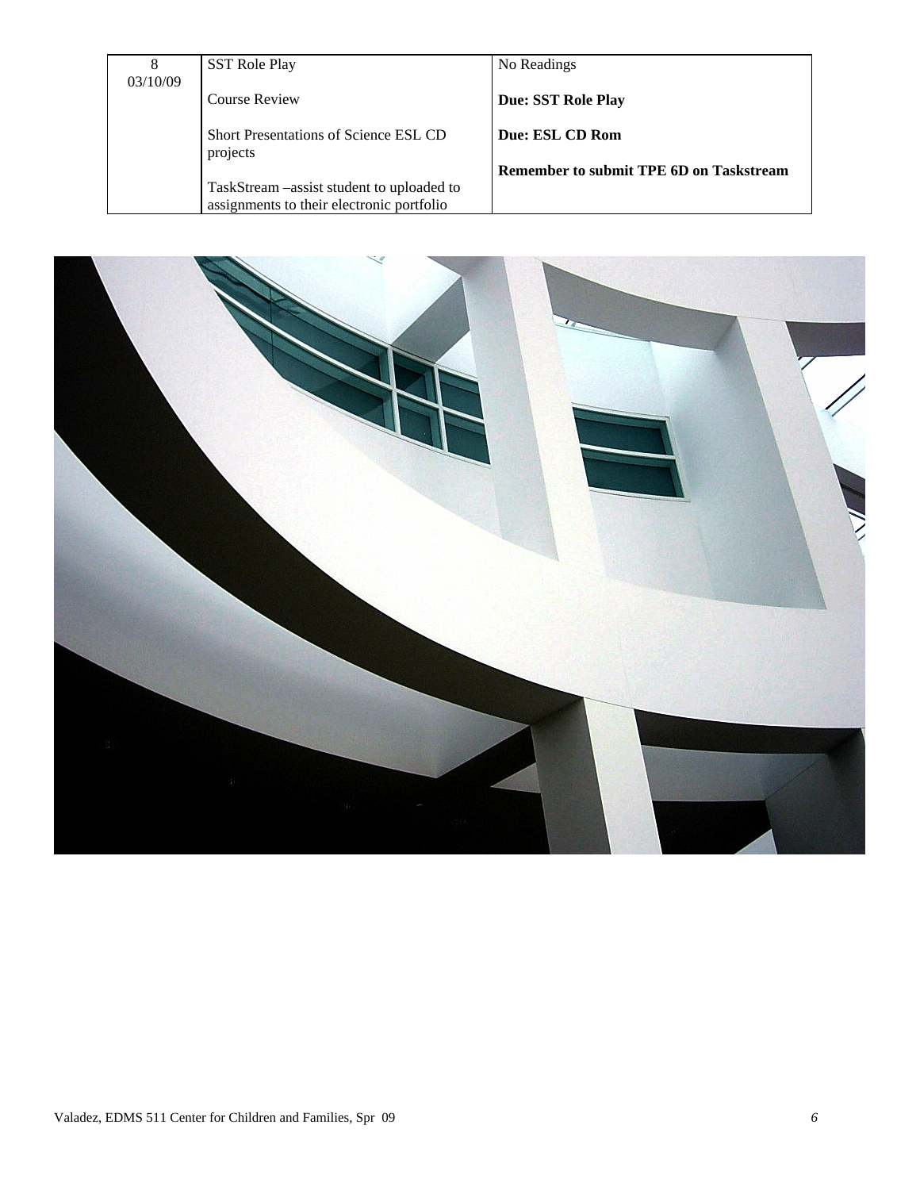| 8<br>03/10/09 | SST Role Play<br><br>Course Review<br><br>Short Presentations of Science ESL CD projects<br><br>TaskStream –assist student to uploaded to assignments to their electronic portfolio | No Readings<br><br>**Due: SST Role Play**<br><br>**Due: ESL CD Rom**<br><br>**Remember to submit TPE 6D on Taskstream** |
|---|---|---|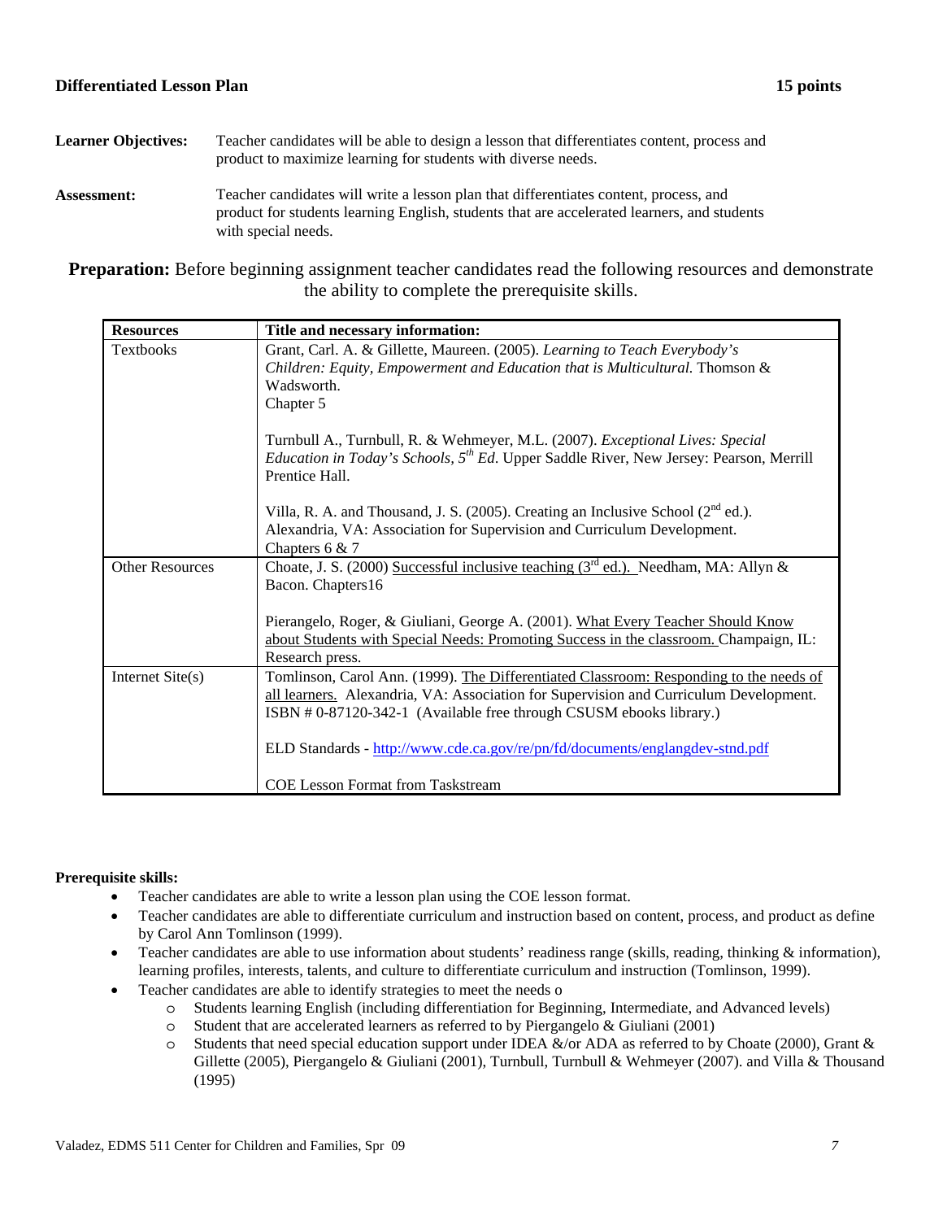**Differentiated Lesson Plan** **15 points**

**Learner Objectives:** Teacher candidates will be able to design a lesson that differentiates content, process and product to maximize learning for students with diverse needs.

**Assessment:** Teacher candidates will write a lesson plan that differentiates content, process, and product for students learning English, students that are accelerated learners, and students with special needs.

**Preparation:** Before beginning assignment teacher candidates read the following resources and demonstrate the ability to complete the prerequisite skills.

| **Resources** | **Title and necessary information:** |
|---|---|
| Textbooks | Grant, Carl. A. & Gillette, Maureen. (2005). *Learning to Teach Everybody's Children: Equity, Empowerment and Education that is Multicultural.* Thomson & Wadsworth.<br>Chapter 5<br><br>Turnbull A., Turnbull, R. & Wehmeyer, M.L. (2007). *Exceptional Lives: Special Education in Today's Schools, 5th Ed*. Upper Saddle River, New Jersey: Pearson, Merrill Prentice Hall.<br><br>Villa, R. A. and Thousand, J. S. (2005). Creating an Inclusive School (2nd ed.). Alexandria, VA: Association for Supervision and Curriculum Development.<br>Chapters 6 & 7 |
| Other Resources | Choate, J. S. (2000) Successful inclusive teaching (3rd ed.). Needham, MA: Allyn & Bacon. Chapters16<br><br>Pierangelo, Roger, & Giuliani, George A. (2001). What Every Teacher Should Know about Students with Special Needs: Promoting Success in the classroom. Champaign, IL: Research press. |
| Internet Site(s) | Tomlinson, Carol Ann. (1999). The Differentiated Classroom: Responding to the needs of all learners. Alexandria, VA: Association for Supervision and Curriculum Development. ISBN # 0-87120-342-1 (Available free through CSUSM ebooks library.)<br><br>ELD Standards - http://www.cde.ca.gov/re/pn/fd/documents/englangdev-stnd.pdf<br><br>COE Lesson Format from Taskstream |

**Prerequisite skills:**

- Teacher candidates are able to write a lesson plan using the COE lesson format.
- Teacher candidates are able to differentiate curriculum and instruction based on content, process, and product as define by Carol Ann Tomlinson (1999).
- Teacher candidates are able to use information about students' readiness range (skills, reading, thinking & information), learning profiles, interests, talents, and culture to differentiate curriculum and instruction (Tomlinson, 1999).
- Teacher candidates are able to identify strategies to meet the needs o
  - Students learning English (including differentiation for Beginning, Intermediate, and Advanced levels)
  - Student that are accelerated learners as referred to by Piergangelo & Giuliani (2001)
  - Students that need special education support under IDEA &/or ADA as referred to by Choate (2000), Grant & Gillette (2005), Piergangelo & Giuliani (2001), Turnbull, Turnbull & Wehmeyer (2007). and Villa & Thousand (1995)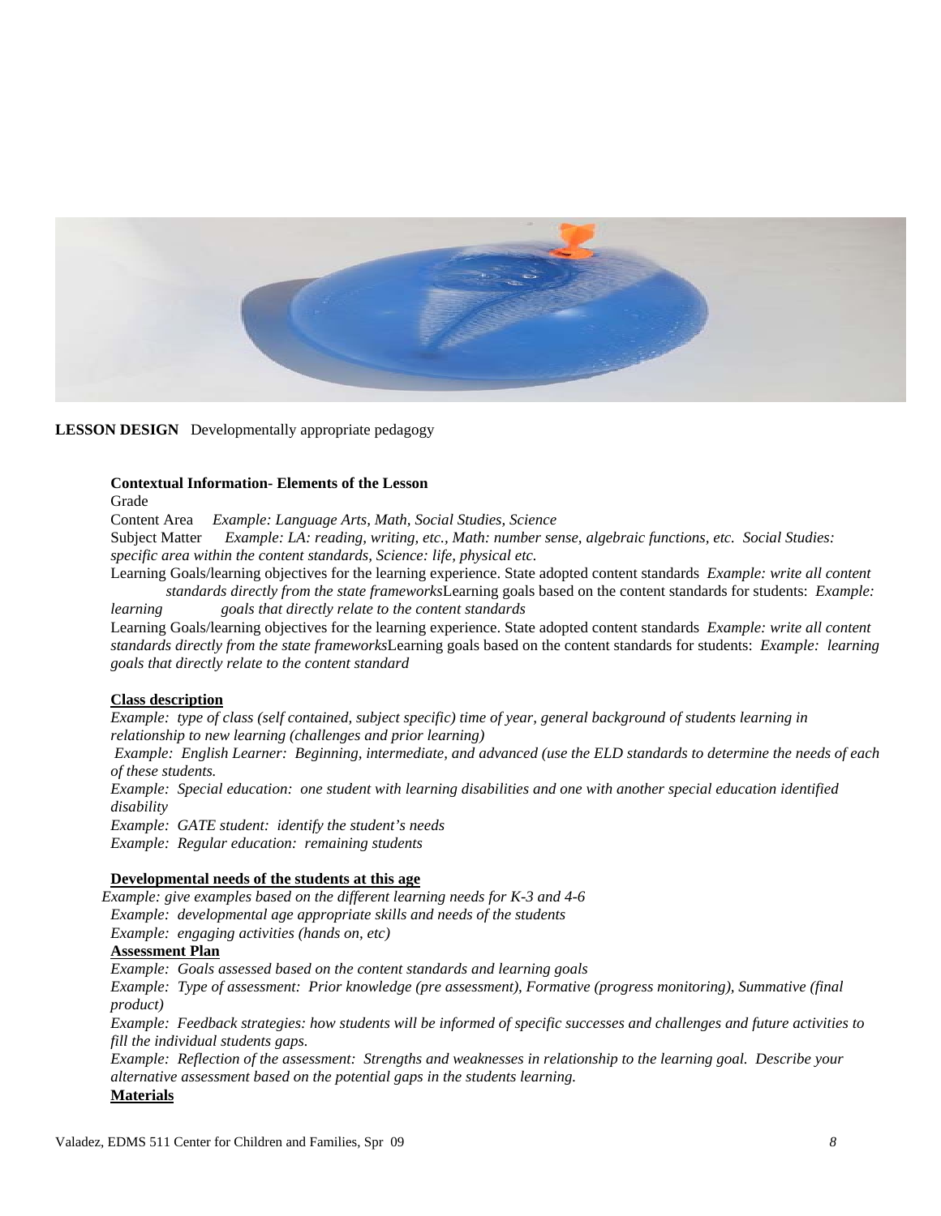**LESSON DESIGN** Developmentally appropriate pedagogy

**Contextual Information- Elements of the Lesson**

Grade

Content Area *Example: Language Arts, Math, Social Studies, Science*

Subject Matter *Example: LA: reading, writing, etc., Math: number sense, algebraic functions, etc. Social Studies: specific area within the content standards, Science: life, physical etc.*

Learning Goals/learning objectives for the learning experience. State adopted content standards *Example: write all content standards directly from the state frameworks*Learning goals based on the content standards for students: *Example: learning goals that directly relate to the content standards*

Learning Goals/learning objectives for the learning experience. State adopted content standards *Example: write all content standards directly from the state frameworks*Learning goals based on the content standards for students: *Example: learning goals that directly relate to the content standard*

**Class description**

*Example: type of class (self contained, subject specific) time of year, general background of students learning in relationship to new learning (challenges and prior learning)*

*Example: English Learner: Beginning, intermediate, and advanced (use the ELD standards to determine the needs of each of these students.*

*Example: Special education: one student with learning disabilities and one with another special education identified disability*

*Example: GATE student: identify the student's needs*

*Example: Regular education: remaining students*

**Developmental needs of the students at this age**

*Example: give examples based on the different learning needs for K-3 and 4-6*

*Example: developmental age appropriate skills and needs of the students*

*Example: engaging activities (hands on, etc)*

**Assessment Plan**

*Example: Goals assessed based on the content standards and learning goals*

*Example: Type of assessment: Prior knowledge (pre assessment), Formative (progress monitoring), Summative (final product)*

*Example: Feedback strategies: how students will be informed of specific successes and challenges and future activities to fill the individual students gaps.*

*Example: Reflection of the assessment: Strengths and weaknesses in relationship to the learning goal. Describe your alternative assessment based on the potential gaps in the students learning.*

**Materials**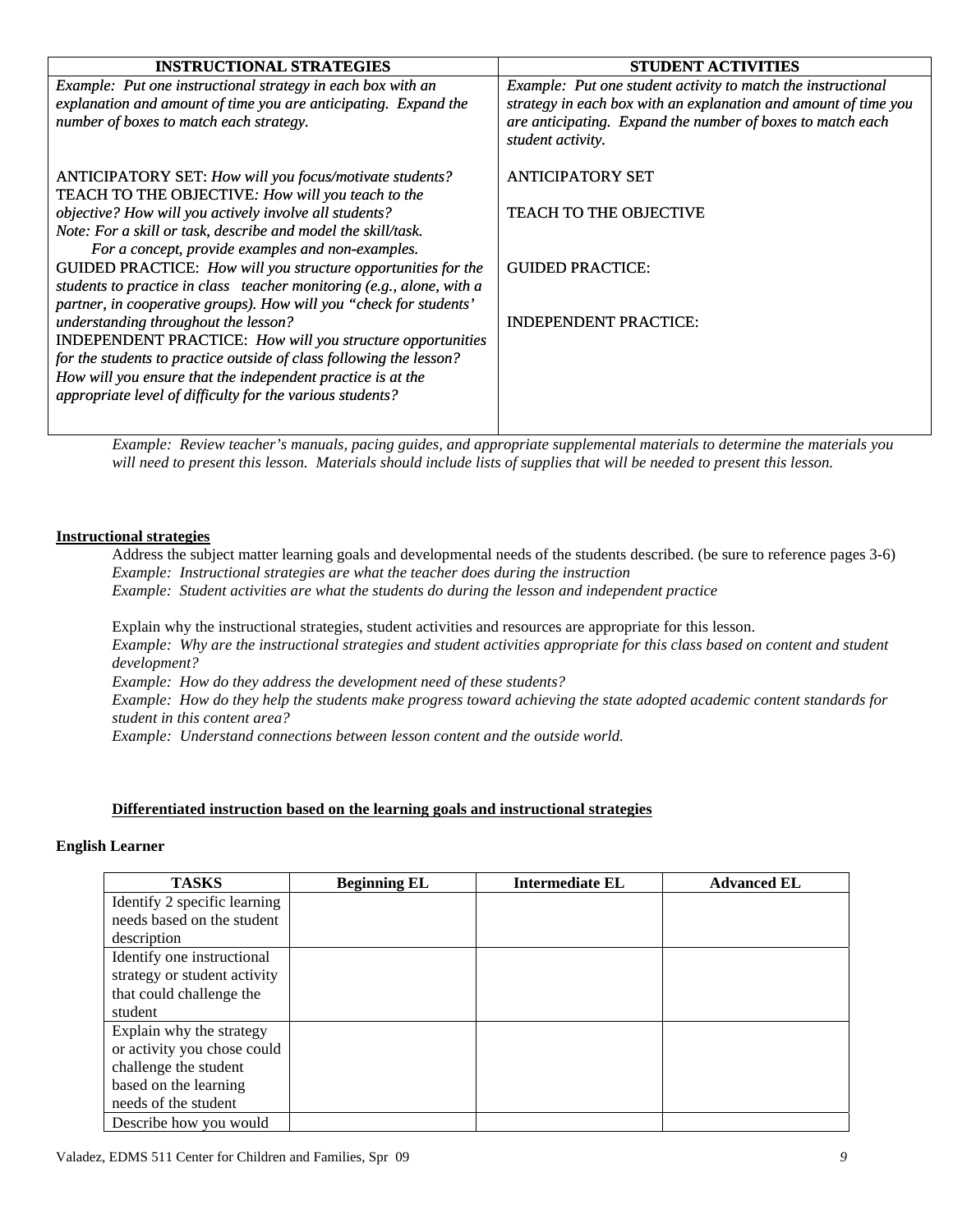| INSTRUCTIONAL STRATEGIES | STUDENT ACTIVITIES |
|---|---|
| *Example: Put one instructional strategy in each box with an explanation and amount of time you are anticipating. Expand the number of boxes to match each strategy.*<br><br>ANTICIPATORY SET: *How will you focus/motivate students?*<br>TEACH TO THE OBJECTIVE*: How will you teach to the objective? How will you actively involve all students?*<br>*Note: For a skill or task, describe and model the skill/task.*<br>*For a concept, provide examples and non-examples.*<br>GUIDED PRACTICE: *How will you structure opportunities for the students to practice in class teacher monitoring (e.g., alone, with a partner, in cooperative groups). How will you "check for students' understanding throughout the lesson?*<br>INDEPENDENT PRACTICE: *How will you structure opportunities for the students to practice outside of class following the lesson? How will you ensure that the independent practice is at the appropriate level of difficulty for the various students?* | *Example: Put one student activity to match the instructional strategy in each box with an explanation and amount of time you are anticipating. Expand the number of boxes to match each student activity.*<br><br>ANTICIPATORY SET<br><br>TEACH TO THE OBJECTIVE<br><br>GUIDED PRACTICE:<br><br>INDEPENDENT PRACTICE: |

*Example: Review teacher's manuals, pacing guides, and appropriate supplemental materials to determine the materials you will need to present this lesson. Materials should include lists of supplies that will be needed to present this lesson.*

**Instructional strategies**

Address the subject matter learning goals and developmental needs of the students described. (be sure to reference pages 3-6)
*Example: Instructional strategies are what the teacher does during the instruction*
*Example: Student activities are what the students do during the lesson and independent practice*

Explain why the instructional strategies, student activities and resources are appropriate for this lesson.
*Example: Why are the instructional strategies and student activities appropriate for this class based on content and student development?*
*Example: How do they address the development need of these students?*
*Example: How do they help the students make progress toward achieving the state adopted academic content standards for student in this content area?*
*Example: Understand connections between lesson content and the outside world.*

**Differentiated instruction based on the learning goals and instructional strategies**

**English Learner**

| TASKS | Beginning EL | Intermediate EL | Advanced EL |
|---|---|---|---|
| Identify 2 specific learning needs based on the student description | | | |
| Identify one instructional strategy or student activity that could challenge the student | | | |
| Explain why the strategy or activity you chose could challenge the student based on the learning needs of the student | | | |
| Describe how you would | | | |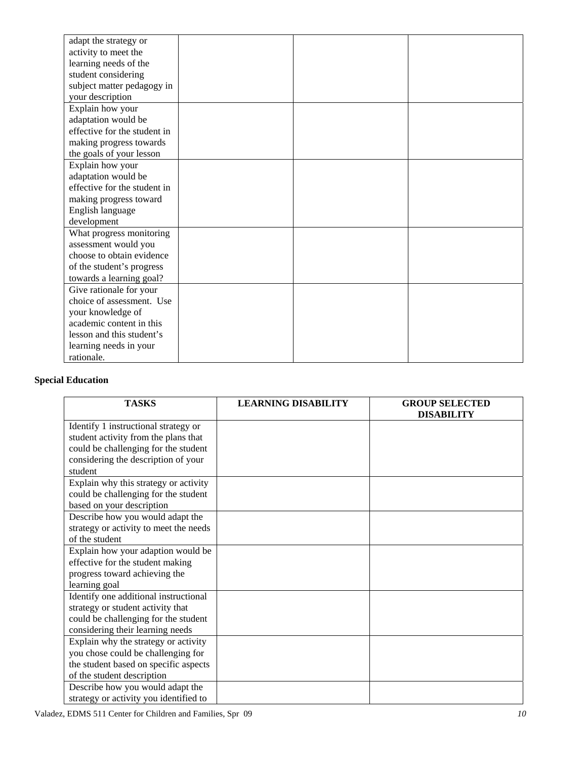| | | | |
|---|---|---|---|
| adapt the strategy or activity to meet the learning needs of the student considering subject matter pedagogy in your description | | | |
| Explain how your adaptation would be effective for the student in making progress towards the goals of your lesson | | | |
| Explain how your adaptation would be effective for the student in making progress toward English language development | | | |
| What progress monitoring assessment would you choose to obtain evidence of the student's progress towards a learning goal? | | | |
| Give rationale for your choice of assessment. Use your knowledge of academic content in this lesson and this student's learning needs in your rationale. | | | |

**Special Education**

| TASKS | LEARNING DISABILITY | GROUP SELECTED DISABILITY |
|---|---|---|
| Identify 1 instructional strategy or student activity from the plans that could be challenging for the student considering the description of your student | | |
| Explain why this strategy or activity could be challenging for the student based on your description | | |
| Describe how you would adapt the strategy or activity to meet the needs of the student | | |
| Explain how your adaption would be effective for the student making progress toward achieving the learning goal | | |
| Identify one additional instructional strategy or student activity that could be challenging for the student considering their learning needs | | |
| Explain why the strategy or activity you chose could be challenging for the student based on specific aspects of the student description | | |
| Describe how you would adapt the strategy or activity you identified to | | |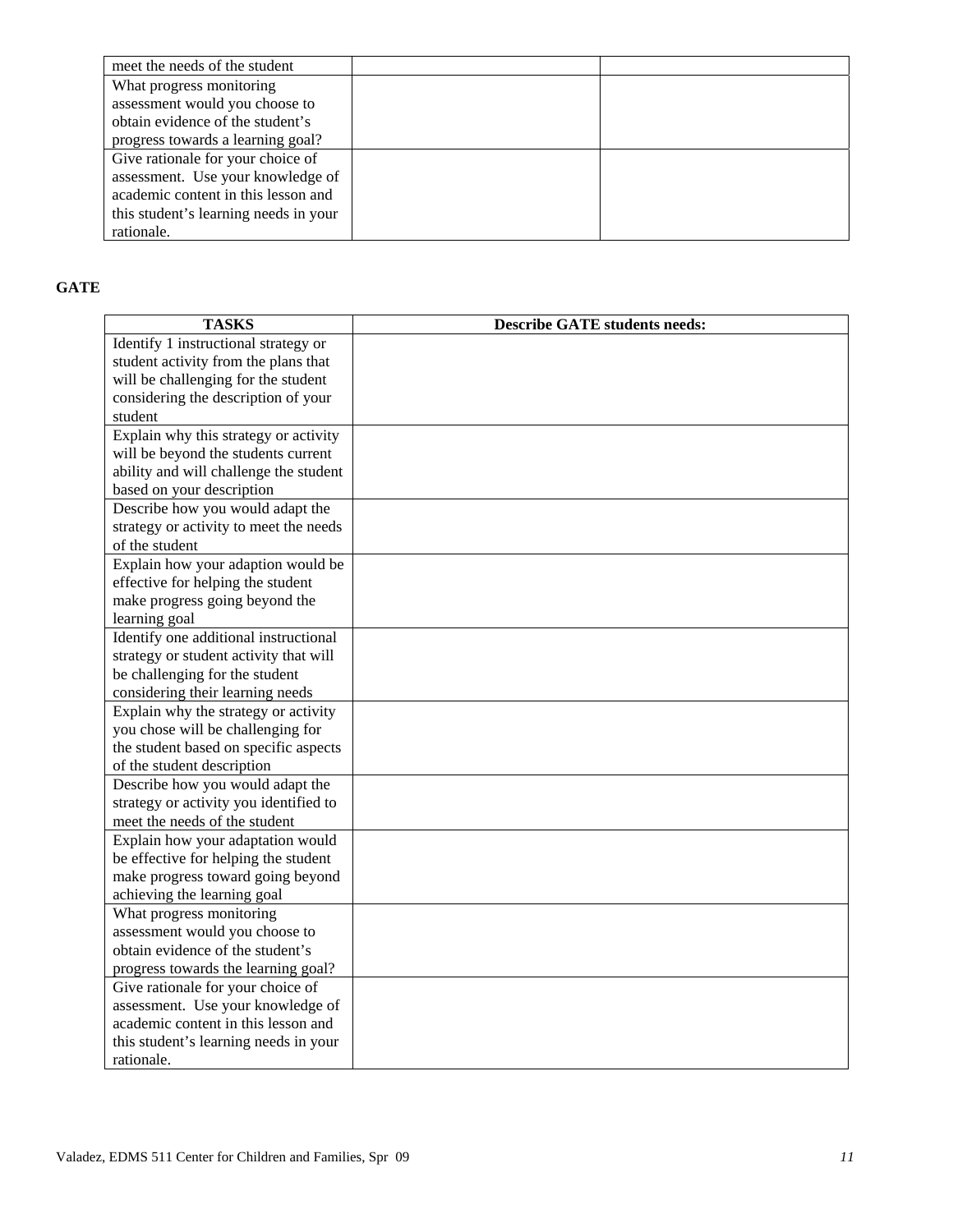| | | |
|---|---|---|
| meet the needs of the student | | |
| What progress monitoring assessment would you choose to obtain evidence of the student's progress towards a learning goal? | | |
| Give rationale for your choice of assessment. Use your knowledge of academic content in this lesson and this student's learning needs in your rationale. | | |

**GATE**

| TASKS | Describe GATE students needs: |
|---|---|
| Identify 1 instructional strategy or student activity from the plans that will be challenging for the student considering the description of your student | |
| Explain why this strategy or activity will be beyond the students current ability and will challenge the student based on your description | |
| Describe how you would adapt the strategy or activity to meet the needs of the student | |
| Explain how your adaption would be effective for helping the student make progress going beyond the learning goal | |
| Identify one additional instructional strategy or student activity that will be challenging for the student considering their learning needs | |
| Explain why the strategy or activity you chose will be challenging for the student based on specific aspects of the student description | |
| Describe how you would adapt the strategy or activity you identified to meet the needs of the student | |
| Explain how your adaptation would be effective for helping the student make progress toward going beyond achieving the learning goal | |
| What progress monitoring assessment would you choose to obtain evidence of the student's progress towards the learning goal? | |
| Give rationale for your choice of assessment. Use your knowledge of academic content in this lesson and this student's learning needs in your rationale. | |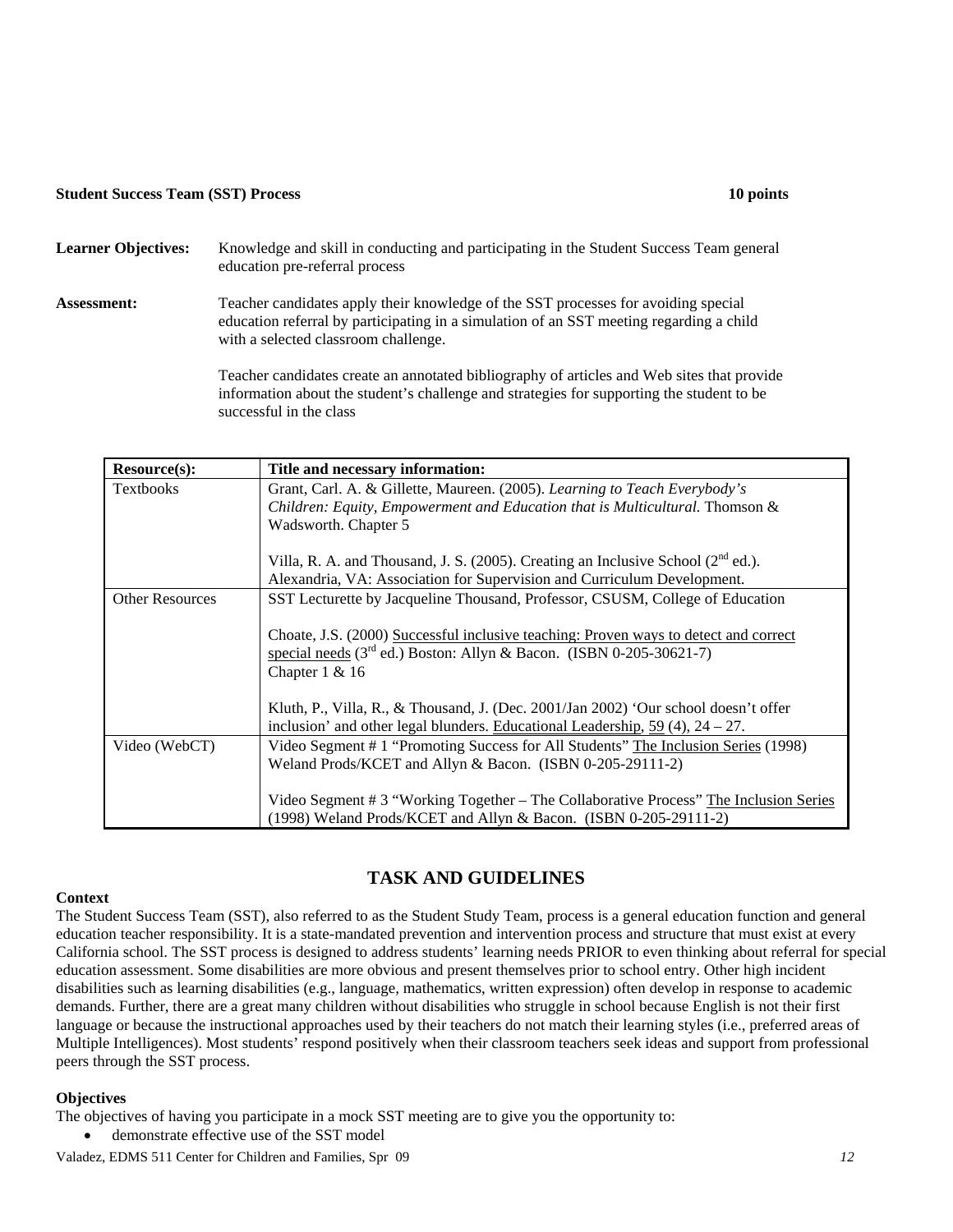**Student Success Team (SST) Process** **10 points**

**Learner Objectives:** Knowledge and skill in conducting and participating in the Student Success Team general education pre-referral process

**Assessment:** Teacher candidates apply their knowledge of the SST processes for avoiding special education referral by participating in a simulation of an SST meeting regarding a child with a selected classroom challenge.

Teacher candidates create an annotated bibliography of articles and Web sites that provide information about the student's challenge and strategies for supporting the student to be successful in the class

| Resource(s): | Title and necessary information: |
|---|---|
| Textbooks | Grant, Carl. A. & Gillette, Maureen. (2005). *Learning to Teach Everybody's Children: Equity, Empowerment and Education that is Multicultural.* Thomson & Wadsworth. Chapter 5<br><br>Villa, R. A. and Thousand, J. S. (2005). Creating an Inclusive School (2nd ed.). Alexandria, VA: Association for Supervision and Curriculum Development. |
| Other Resources | SST Lecturette by Jacqueline Thousand, Professor, CSUSM, College of Education<br><br>Choate, J.S. (2000) Successful inclusive teaching: Proven ways to detect and correct special needs (3rd ed.) Boston: Allyn & Bacon. (ISBN 0-205-30621-7) Chapter 1 & 16<br><br>Kluth, P., Villa, R., & Thousand, J. (Dec. 2001/Jan 2002) 'Our school doesn't offer inclusion' and other legal blunders. Educational Leadership, 59 (4), 24 – 27. |
| Video (WebCT) | Video Segment # 1 "Promoting Success for All Students" The Inclusion Series (1998) Weland Prods/KCET and Allyn & Bacon. (ISBN 0-205-29111-2)<br><br>Video Segment # 3 "Working Together – The Collaborative Process" The Inclusion Series (1998) Weland Prods/KCET and Allyn & Bacon. (ISBN 0-205-29111-2) |

## TASK AND GUIDELINES

**Context**

The Student Success Team (SST), also referred to as the Student Study Team, process is a general education function and general education teacher responsibility. It is a state-mandated prevention and intervention process and structure that must exist at every California school. The SST process is designed to address students' learning needs PRIOR to even thinking about referral for special education assessment. Some disabilities are more obvious and present themselves prior to school entry. Other high incident disabilities such as learning disabilities (e.g., language, mathematics, written expression) often develop in response to academic demands. Further, there are a great many children without disabilities who struggle in school because English is not their first language or because the instructional approaches used by their teachers do not match their learning styles (i.e., preferred areas of Multiple Intelligences). Most students' respond positively when their classroom teachers seek ideas and support from professional peers through the SST process.

**Objectives**

The objectives of having you participate in a mock SST meeting are to give you the opportunity to:

- demonstrate effective use of the SST model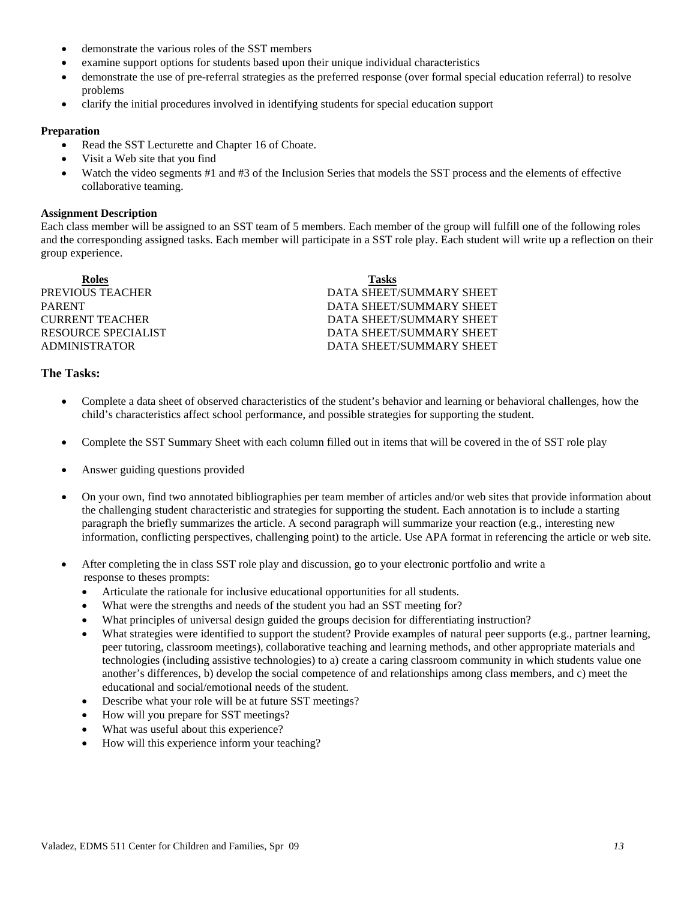- demonstrate the various roles of the SST members
- examine support options for students based upon their unique individual characteristics
- demonstrate the use of pre-referral strategies as the preferred response (over formal special education referral) to resolve problems
- clarify the initial procedures involved in identifying students for special education support

**Preparation**

- Read the SST Lecturette and Chapter 16 of Choate.
- Visit a Web site that you find
- Watch the video segments #1 and #3 of the Inclusion Series that models the SST process and the elements of effective collaborative teaming.

**Assignment Description**

Each class member will be assigned to an SST team of 5 members. Each member of the group will fulfill one of the following roles and the corresponding assigned tasks. Each member will participate in a SST role play. Each student will write up a reflection on their group experience.

| Roles | Tasks |
|---|---|
| PREVIOUS TEACHER | DATA SHEET/SUMMARY SHEET |
| PARENT | DATA SHEET/SUMMARY SHEET |
| CURRENT TEACHER | DATA SHEET/SUMMARY SHEET |
| RESOURCE SPECIALIST | DATA SHEET/SUMMARY SHEET |
| ADMINISTRATOR | DATA SHEET/SUMMARY SHEET |

### The Tasks:

- Complete a data sheet of observed characteristics of the student's behavior and learning or behavioral challenges, how the child's characteristics affect school performance, and possible strategies for supporting the student.

- Complete the SST Summary Sheet with each column filled out in items that will be covered in the of SST role play

- Answer guiding questions provided

- On your own, find two annotated bibliographies per team member of articles and/or web sites that provide information about the challenging student characteristic and strategies for supporting the student. Each annotation is to include a starting paragraph the briefly summarizes the article. A second paragraph will summarize your reaction (e.g., interesting new information, conflicting perspectives, challenging point) to the article. Use APA format in referencing the article or web site.

- After completing the in class SST role play and discussion, go to your electronic portfolio and write a response to theses prompts:
  - Articulate the rationale for inclusive educational opportunities for all students.
  - What were the strengths and needs of the student you had an SST meeting for?
  - What principles of universal design guided the groups decision for differentiating instruction?
  - What strategies were identified to support the student? Provide examples of natural peer supports (e.g., partner learning, peer tutoring, classroom meetings), collaborative teaching and learning methods, and other appropriate materials and technologies (including assistive technologies) to a) create a caring classroom community in which students value one another's differences, b) develop the social competence of and relationships among class members, and c) meet the educational and social/emotional needs of the student.
  - Describe what your role will be at future SST meetings?
  - How will you prepare for SST meetings?
  - What was useful about this experience?
  - How will this experience inform your teaching?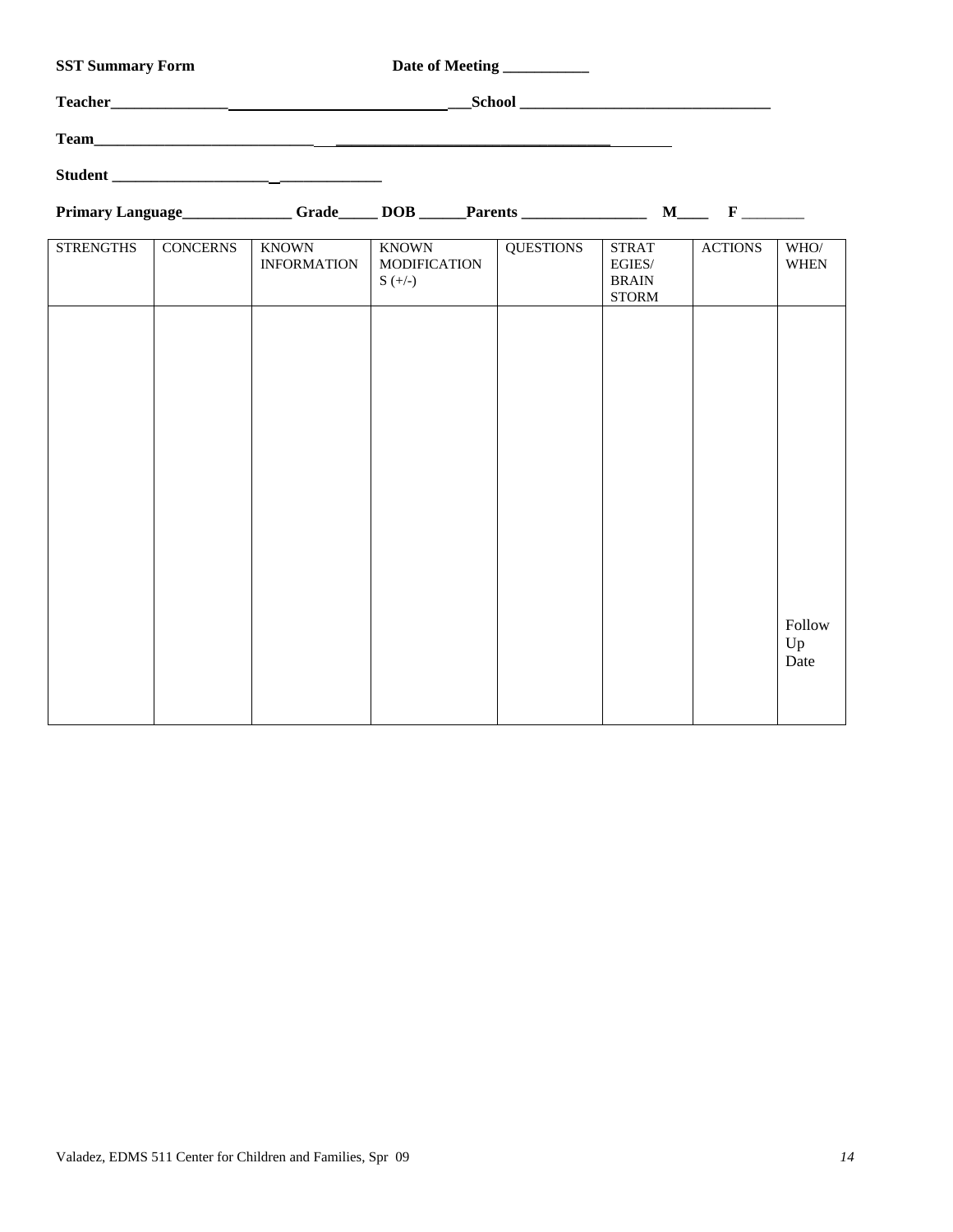**SST Summary Form** **Date of Meeting ___________**

**Teacher___________________________________________School _________________________________**

**Team__________________________________________________________________________**

**Student ___________________________________**

**Primary Language______________ Grade_____ DOB ______Parents ________________ M____ F ________**

| STRENGTHS | CONCERNS | KNOWN INFORMATION | KNOWN MODIFICATIONS (+/-) | QUESTIONS | STRATEGIES/ BRAIN STORM | ACTIONS | WHO/ WHEN |
|---|---|---|---|---|---|---|---|
| | | | | | | | Follow Up Date |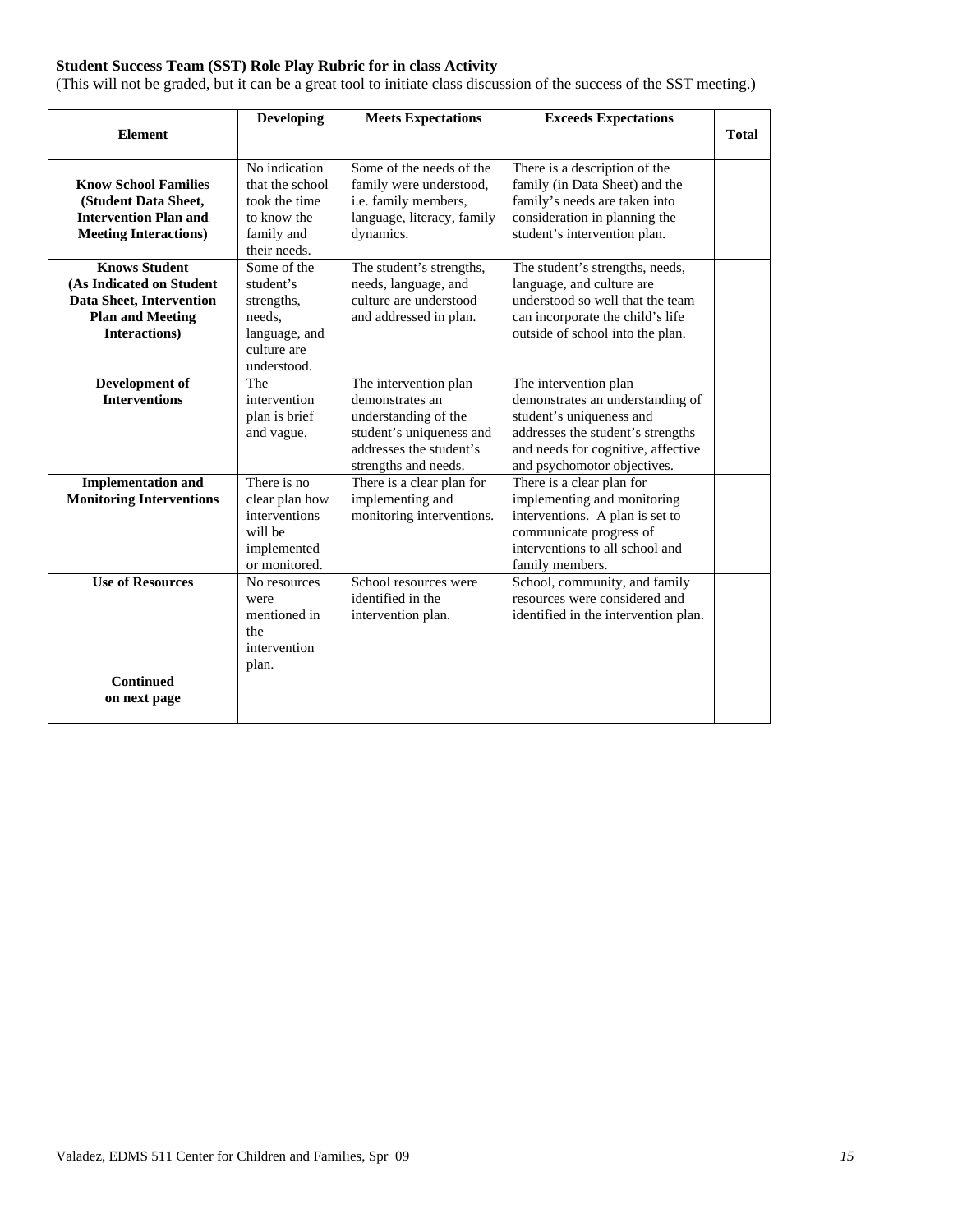**Student Success Team (SST) Role Play Rubric for in class Activity**
(This will not be graded, but it can be a great tool to initiate class discussion of the success of the SST meeting.)

| Element | Developing | Meets Expectations | Exceeds Expectations | Total |
|---|---|---|---|---|
| **Know School Families (Student Data Sheet, Intervention Plan and Meeting Interactions)** | No indication that the school took the time to know the family and their needs. | Some of the needs of the family were understood, i.e. family members, language, literacy, family dynamics. | There is a description of the family (in Data Sheet) and the family's needs are taken into consideration in planning the student's intervention plan. | |
| **Knows Student (As Indicated on Student Data Sheet, Intervention Plan and Meeting Interactions)** | Some of the student's strengths, needs, language, and culture are understood. | The student's strengths, needs, language, and culture are understood and addressed in plan. | The student's strengths, needs, language, and culture are understood so well that the team can incorporate the child's life outside of school into the plan. | |
| **Development of Interventions** | The intervention plan is brief and vague. | The intervention plan demonstrates an understanding of the student's uniqueness and addresses the student's strengths and needs. | The intervention plan demonstrates an understanding of student's uniqueness and addresses the student's strengths and needs for cognitive, affective and psychomotor objectives. | |
| **Implementation and Monitoring Interventions** | There is no clear plan how interventions will be implemented or monitored. | There is a clear plan for implementing and monitoring interventions. | There is a clear plan for implementing and monitoring interventions. A plan is set to communicate progress of interventions to all school and family members. | |
| **Use of Resources** | No resources were mentioned in the intervention plan. | School resources were identified in the intervention plan. | School, community, and family resources were considered and identified in the intervention plan. | |
| **Continued on next page** | | | | |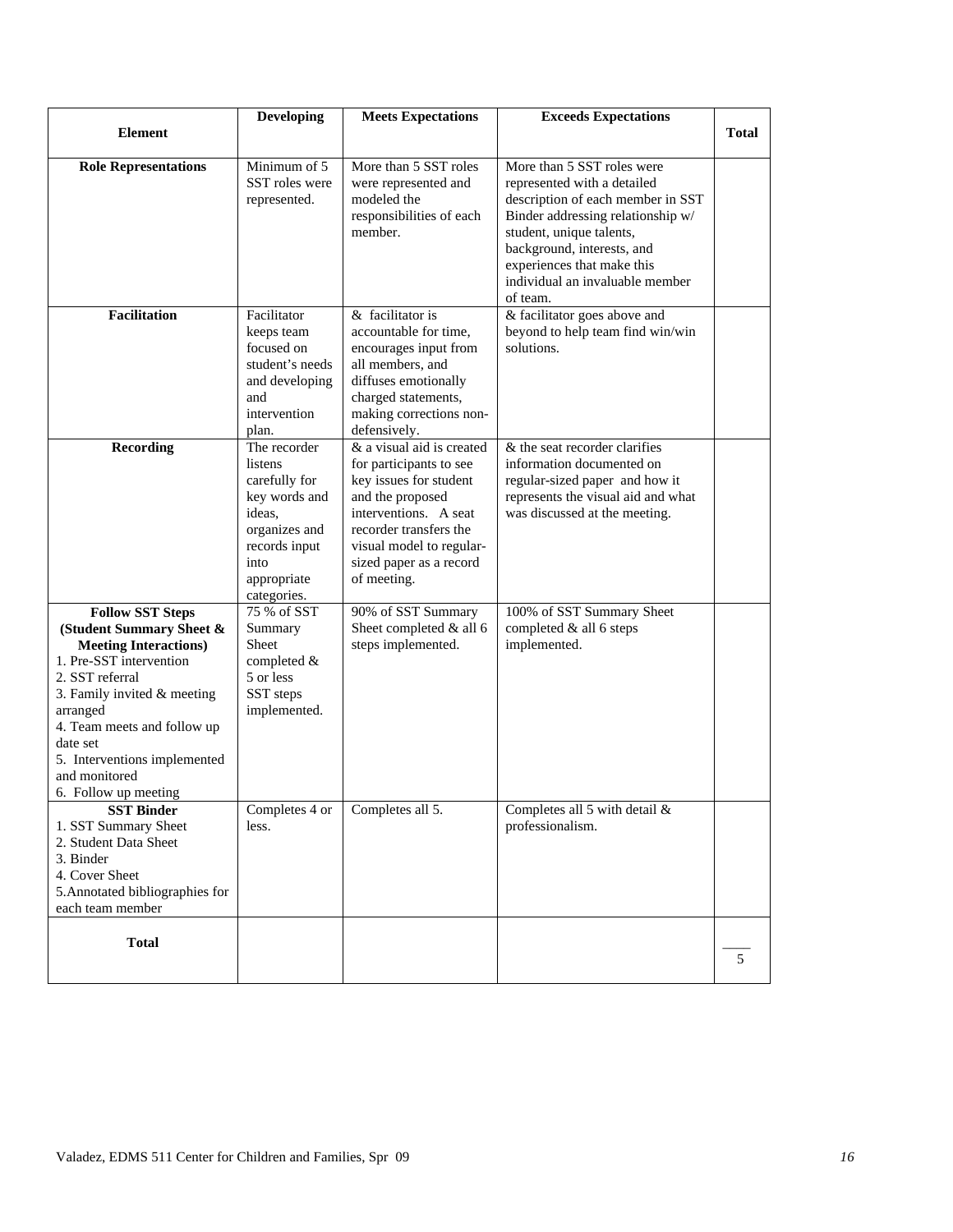| Element | Developing | Meets Expectations | Exceeds Expectations | Total |
|---|---|---|---|---|
| **Role Representations** | Minimum of 5 SST roles were represented. | More than 5 SST roles were represented and modeled the responsibilities of each member. | More than 5 SST roles were represented with a detailed description of each member in SST Binder addressing relationship w/ student, unique talents, background, interests, and experiences that make this individual an invaluable member of team. | |
| **Facilitation** | Facilitator keeps team focused on student's needs and developing and intervention plan. | & facilitator is accountable for time, encourages input from all members, and diffuses emotionally charged statements, making corrections non-defensively. | & facilitator goes above and beyond to help team find win/win solutions. | |
| **Recording** | The recorder listens carefully for key words and ideas, organizes and records input into appropriate categories. | & a visual aid is created for participants to see key issues for student and the proposed interventions. A seat recorder transfers the visual model to regular-sized paper as a record of meeting. | & the seat recorder clarifies information documented on regular-sized paper and how it represents the visual aid and what was discussed at the meeting. | |
| **Follow SST Steps (Student Summary Sheet & Meeting Interactions)**<br>1. Pre-SST intervention<br>2. SST referral<br>3. Family invited & meeting arranged<br>4. Team meets and follow up date set<br>5. Interventions implemented and monitored<br>6. Follow up meeting | 75 % of SST Summary Sheet completed & 5 or less SST steps implemented. | 90% of SST Summary Sheet completed & all 6 steps implemented. | 100% of SST Summary Sheet completed & all 6 steps implemented. | |
| **SST Binder**<br>1. SST Summary Sheet<br>2. Student Data Sheet<br>3. Binder<br>4. Cover Sheet<br>5.Annotated bibliographies for each team member | Completes 4 or less. | Completes all 5. | Completes all 5 with detail & professionalism. | |
| **Total** | | | | ____<br>5 |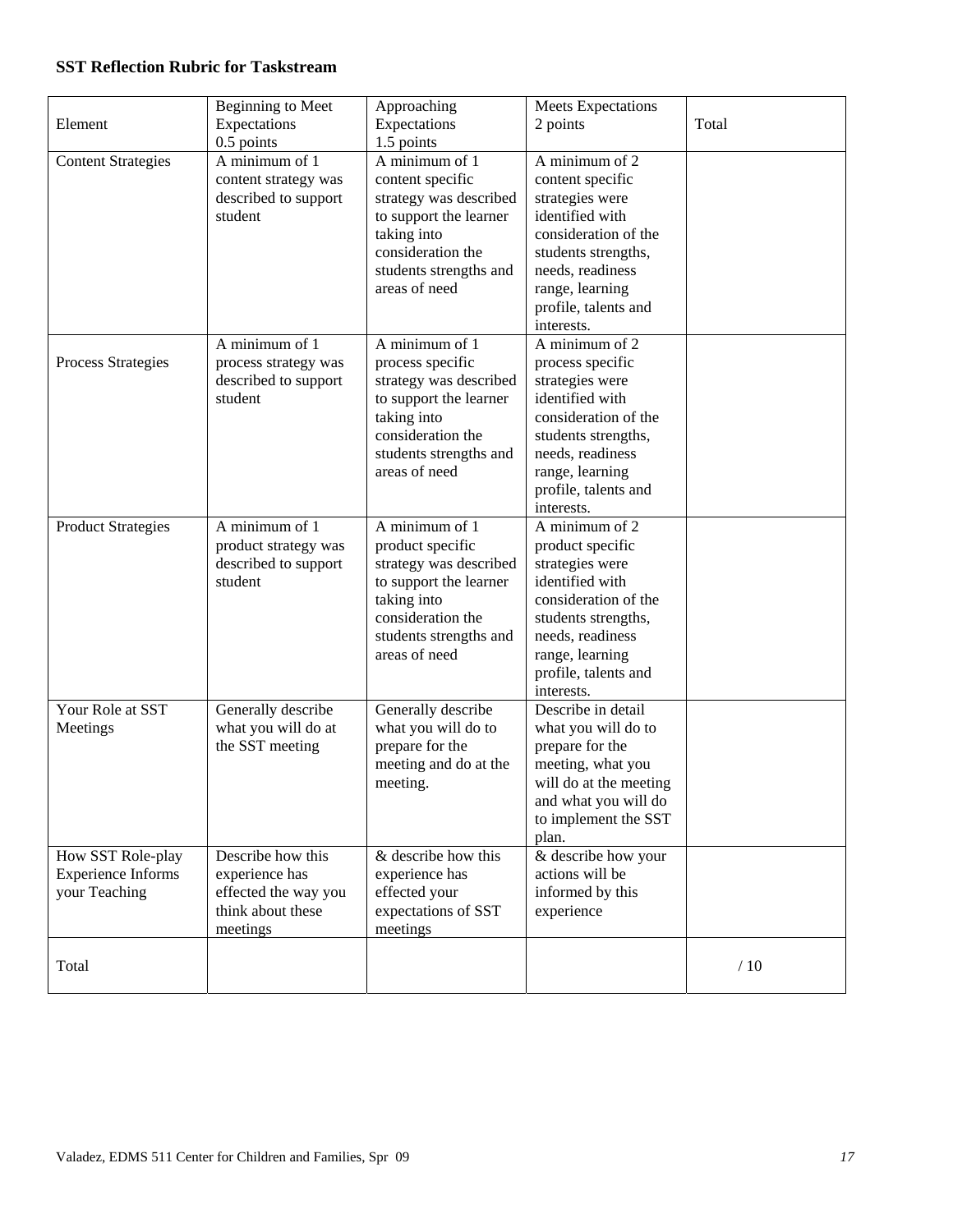**SST Reflection Rubric for Taskstream**

| Element | Beginning to Meet Expectations 0.5 points | Approaching Expectations 1.5 points | Meets Expectations 2 points | Total |
|---|---|---|---|---|
| Content Strategies | A minimum of 1 content strategy was described to support student | A minimum of 1 content specific strategy was described to support the learner taking into consideration the students strengths and areas of need | A minimum of 2 content specific strategies were identified with consideration of the students strengths, needs, readiness range, learning profile, talents and interests. | |
| Process Strategies | A minimum of 1 process strategy was described to support student | A minimum of 1 process specific strategy was described to support the learner taking into consideration the students strengths and areas of need | A minimum of 2 process specific strategies were identified with consideration of the students strengths, needs, readiness range, learning profile, talents and interests. | |
| Product Strategies | A minimum of 1 product strategy was described to support student | A minimum of 1 product specific strategy was described to support the learner taking into consideration the students strengths and areas of need | A minimum of 2 product specific strategies were identified with consideration of the students strengths, needs, readiness range, learning profile, talents and interests. | |
| Your Role at SST Meetings | Generally describe what you will do at the SST meeting | Generally describe what you will do to prepare for the meeting and do at the meeting. | Describe in detail what you will do to prepare for the meeting, what you will do at the meeting and what you will do to implement the SST plan. | |
| How SST Role-play Experience Informs your Teaching | Describe how this experience has effected the way you think about these meetings | & describe how this experience has effected your expectations of SST meetings | & describe how your actions will be informed by this experience | |
| Total | | | | / 10 |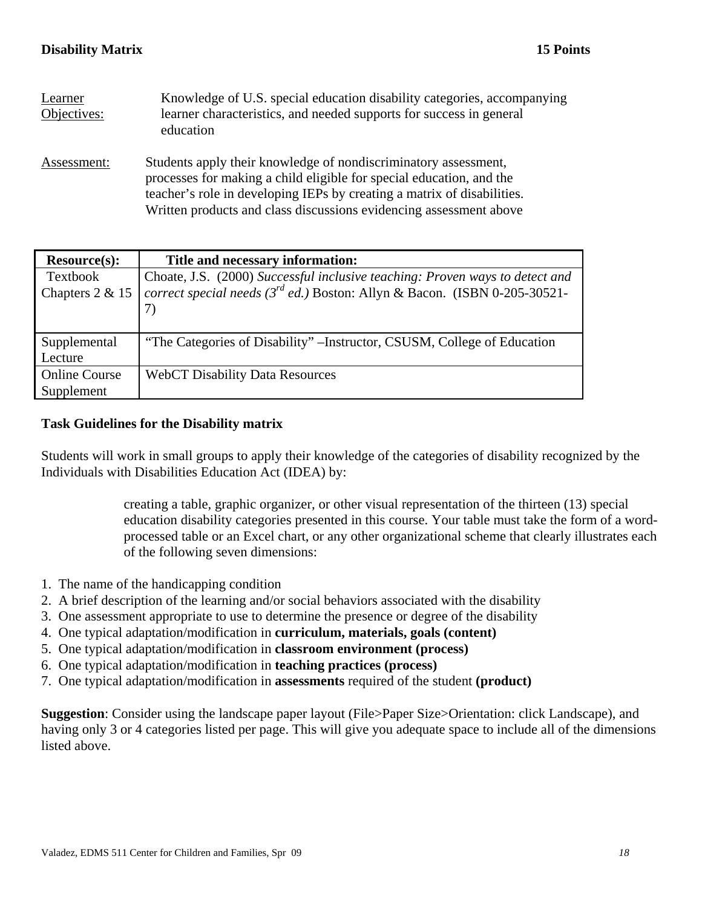**Disability Matrix** **15 Points**

<u>Learner Objectives:</u> Knowledge of U.S. special education disability categories, accompanying learner characteristics, and needed supports for success in general education

<u>Assessment:</u> Students apply their knowledge of nondiscriminatory assessment, processes for making a child eligible for special education, and the teacher's role in developing IEPs by creating a matrix of disabilities. Written products and class discussions evidencing assessment above

| Resource(s): | Title and necessary information: |
|---|---|
| Textbook Chapters 2 & 15 | Choate, J.S. (2000) *Successful inclusive teaching: Proven ways to detect and correct special needs (3rd ed.)* Boston: Allyn & Bacon. (ISBN 0-205-30521-7) |
| Supplemental Lecture | "The Categories of Disability" –Instructor, CSUSM, College of Education |
| Online Course Supplement | WebCT Disability Data Resources |

**Task Guidelines for the Disability matrix**

Students will work in small groups to apply their knowledge of the categories of disability recognized by the Individuals with Disabilities Education Act (IDEA) by:

> creating a table, graphic organizer, or other visual representation of the thirteen (13) special education disability categories presented in this course. Your table must take the form of a word-processed table or an Excel chart, or any other organizational scheme that clearly illustrates each of the following seven dimensions:

1. The name of the handicapping condition
2. A brief description of the learning and/or social behaviors associated with the disability
3. One assessment appropriate to use to determine the presence or degree of the disability
4. One typical adaptation/modification in **curriculum, materials, goals (content)**
5. One typical adaptation/modification in **classroom environment (process)**
6. One typical adaptation/modification in **teaching practices (process)**
7. One typical adaptation/modification in **assessments** required of the student **(product)**

**Suggestion**: Consider using the landscape paper layout (File>Paper Size>Orientation: click Landscape), and having only 3 or 4 categories listed per page. This will give you adequate space to include all of the dimensions listed above.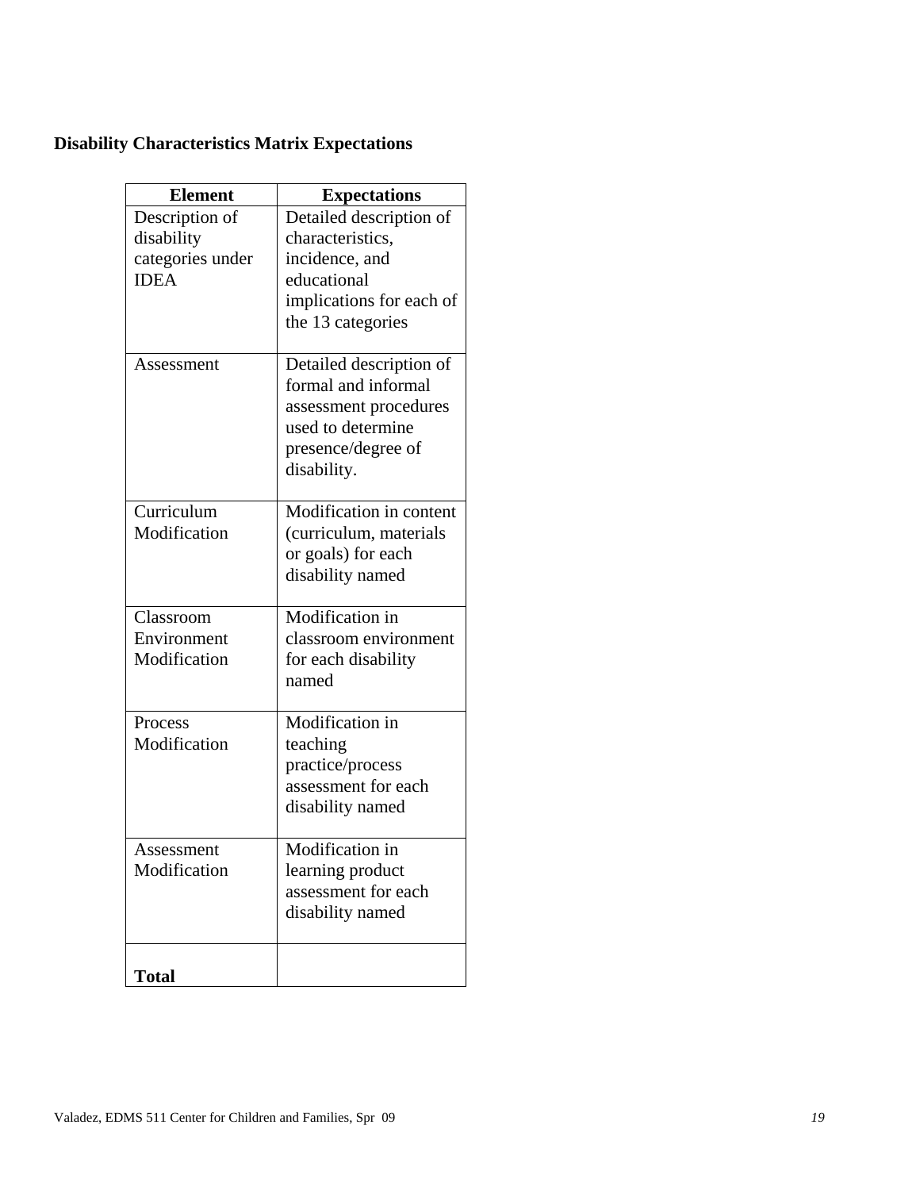**Disability Characteristics Matrix Expectations**

| Element | Expectations |
| --- | --- |
| Description of disability categories under IDEA | Detailed description of characteristics, incidence, and educational implications for each of the 13 categories |
| Assessment | Detailed description of formal and informal assessment procedures used to determine presence/degree of disability. |
| Curriculum Modification | Modification in content (curriculum, materials or goals) for each disability named |
| Classroom Environment Modification | Modification in classroom environment for each disability named |
| Process Modification | Modification in teaching practice/process assessment for each disability named |
| Assessment Modification | Modification in learning product assessment for each disability named |
| **Total** | |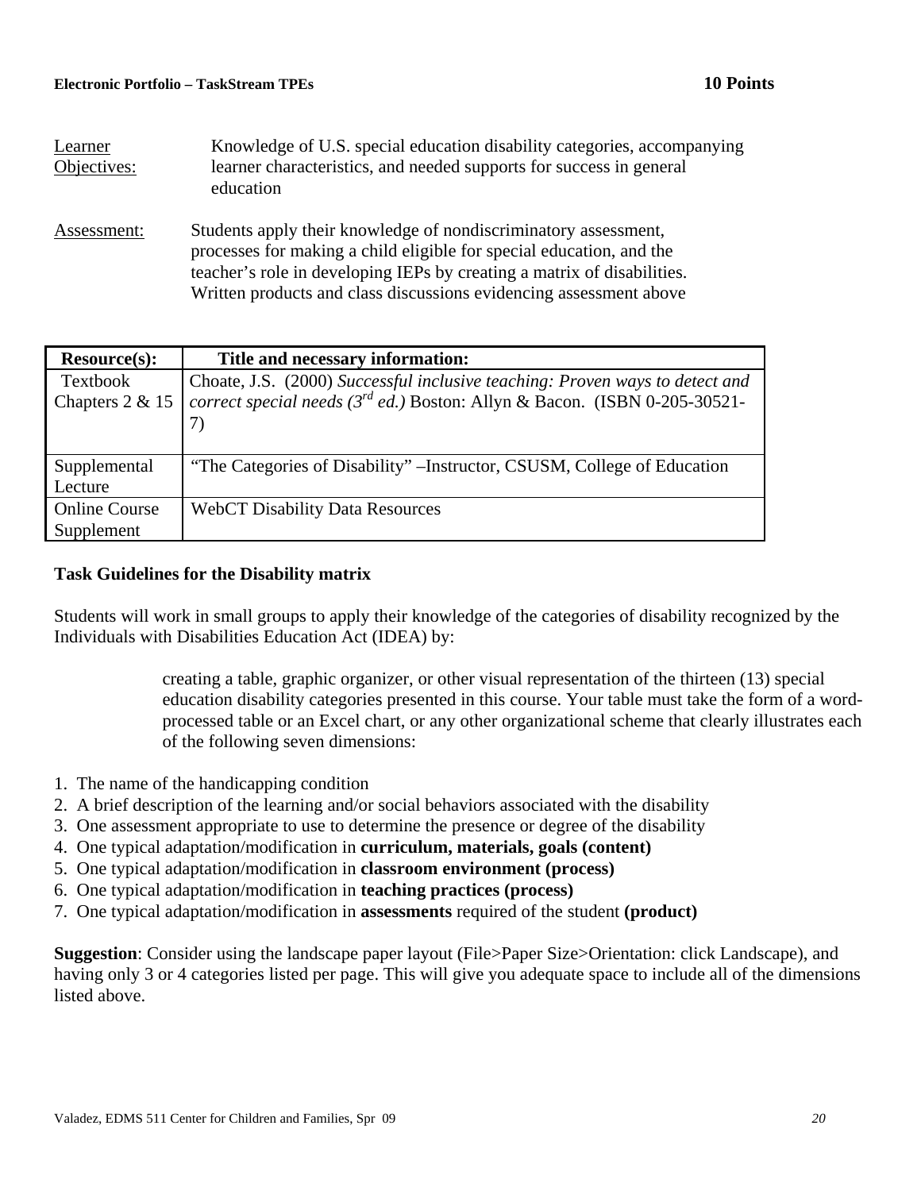**Electronic Portfolio – TaskStream TPEs** **10 Points**

Learner Objectives: Knowledge of U.S. special education disability categories, accompanying learner characteristics, and needed supports for success in general education

Assessment: Students apply their knowledge of nondiscriminatory assessment, processes for making a child eligible for special education, and the teacher's role in developing IEPs by creating a matrix of disabilities. Written products and class discussions evidencing assessment above

| Resource(s): | Title and necessary information: |
|---|---|
| Textbook Chapters 2 & 15 | Choate, J.S. (2000) *Successful inclusive teaching: Proven ways to detect and correct special needs (3rd ed.)* Boston: Allyn & Bacon. (ISBN 0-205-30521-7) |
| Supplemental Lecture | "The Categories of Disability" –Instructor, CSUSM, College of Education |
| Online Course Supplement | WebCT Disability Data Resources |

**Task Guidelines for the Disability matrix**

Students will work in small groups to apply their knowledge of the categories of disability recognized by the Individuals with Disabilities Education Act (IDEA) by:

> creating a table, graphic organizer, or other visual representation of the thirteen (13) special education disability categories presented in this course. Your table must take the form of a word-processed table or an Excel chart, or any other organizational scheme that clearly illustrates each of the following seven dimensions:

1. The name of the handicapping condition
2. A brief description of the learning and/or social behaviors associated with the disability
3. One assessment appropriate to use to determine the presence or degree of the disability
4. One typical adaptation/modification in **curriculum, materials, goals (content)**
5. One typical adaptation/modification in **classroom environment (process)**
6. One typical adaptation/modification in **teaching practices (process)**
7. One typical adaptation/modification in **assessments** required of the student **(product)**

**Suggestion**: Consider using the landscape paper layout (File>Paper Size>Orientation: click Landscape), and having only 3 or 4 categories listed per page. This will give you adequate space to include all of the dimensions listed above.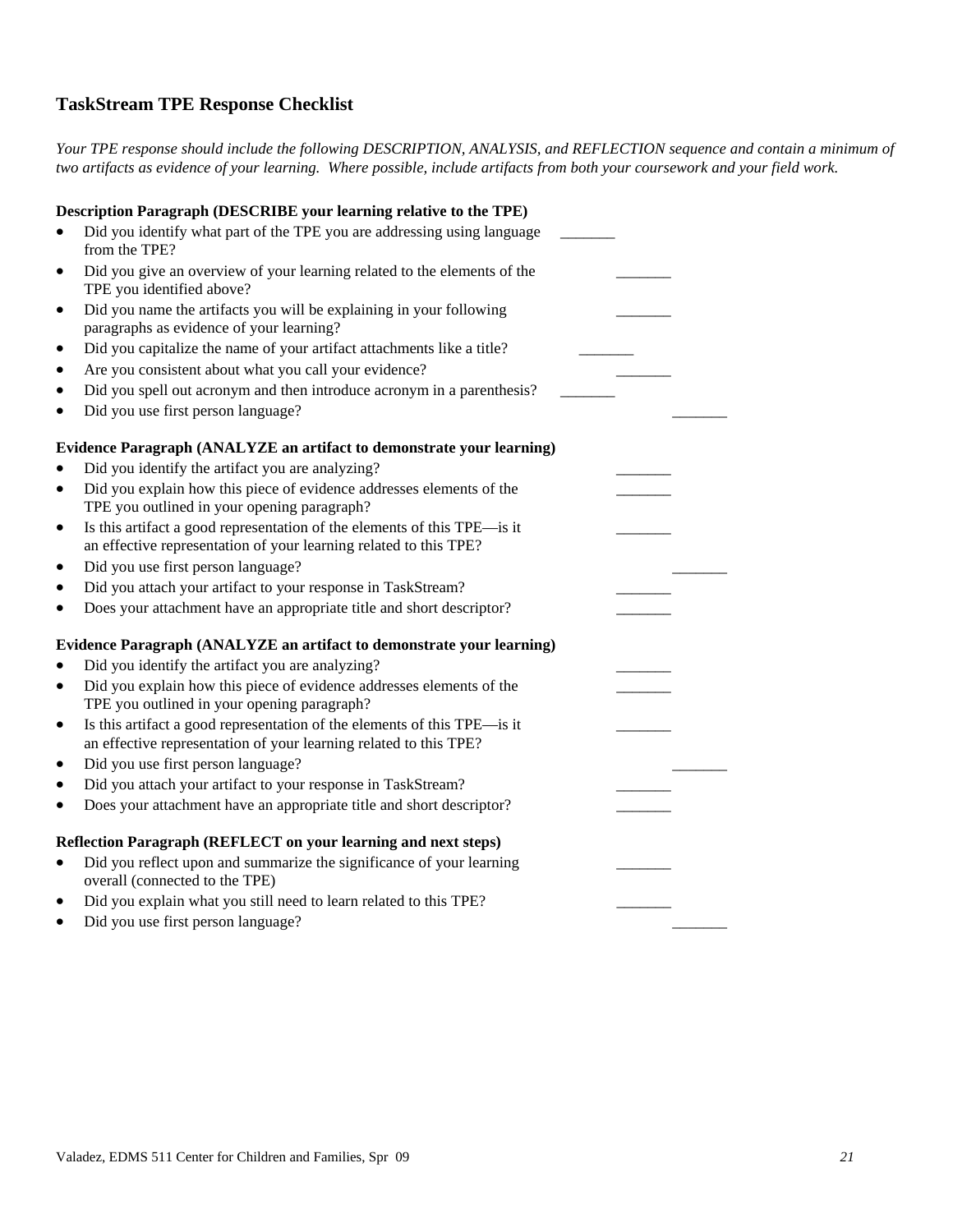## TaskStream TPE Response Checklist

*Your TPE response should include the following DESCRIPTION, ANALYSIS, and REFLECTION sequence and contain a minimum of two artifacts as evidence of your learning. Where possible, include artifacts from both your coursework and your field work.*

**Description Paragraph (DESCRIBE your learning relative to the TPE)**

- Did you identify what part of the TPE you are addressing using language from the TPE? _______
- Did you give an overview of your learning related to the elements of the TPE you identified above? _______
- Did you name the artifacts you will be explaining in your following paragraphs as evidence of your learning? _______
- Did you capitalize the name of your artifact attachments like a title? _______
- Are you consistent about what you call your evidence? _______
- Did you spell out acronym and then introduce acronym in a parenthesis? _______
- Did you use first person language? _______

**Evidence Paragraph (ANALYZE an artifact to demonstrate your learning)**

- Did you identify the artifact you are analyzing? _______
- Did you explain how this piece of evidence addresses elements of the TPE you outlined in your opening paragraph? _______
- Is this artifact a good representation of the elements of this TPE—is it an effective representation of your learning related to this TPE? _______
- Did you use first person language? _______
- Did you attach your artifact to your response in TaskStream? _______
- Does your attachment have an appropriate title and short descriptor? _______

**Evidence Paragraph (ANALYZE an artifact to demonstrate your learning)**

- Did you identify the artifact you are analyzing? _______
- Did you explain how this piece of evidence addresses elements of the TPE you outlined in your opening paragraph? _______
- Is this artifact a good representation of the elements of this TPE—is it an effective representation of your learning related to this TPE? _______
- Did you use first person language? _______
- Did you attach your artifact to your response in TaskStream? _______
- Does your attachment have an appropriate title and short descriptor? _______

**Reflection Paragraph (REFLECT on your learning and next steps)**

- Did you reflect upon and summarize the significance of your learning overall (connected to the TPE) _______
- Did you explain what you still need to learn related to this TPE? _______
- Did you use first person language? _______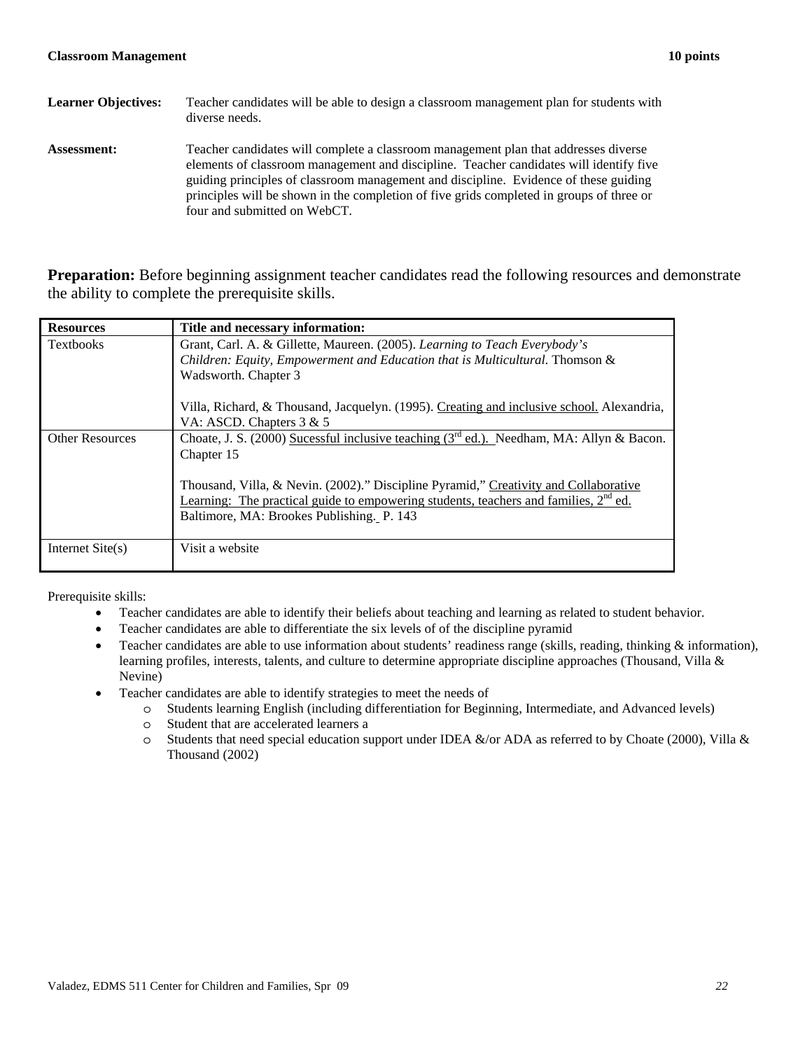**Classroom Management** **10 points**

**Learner Objectives:** Teacher candidates will be able to design a classroom management plan for students with diverse needs.

**Assessment:** Teacher candidates will complete a classroom management plan that addresses diverse elements of classroom management and discipline. Teacher candidates will identify five guiding principles of classroom management and discipline. Evidence of these guiding principles will be shown in the completion of five grids completed in groups of three or four and submitted on WebCT.

**Preparation:** Before beginning assignment teacher candidates read the following resources and demonstrate the ability to complete the prerequisite skills.

| **Resources** | **Title and necessary information:** |
|---|---|
| Textbooks | Grant, Carl. A. & Gillette, Maureen. (2005). *Learning to Teach Everybody's Children: Equity, Empowerment and Education that is Multicultural*. Thomson & Wadsworth. Chapter 3<br><br>Villa, Richard, & Thousand, Jacquelyn. (1995). Creating and inclusive school. Alexandria, VA: ASCD. Chapters 3 & 5 |
| Other Resources | Choate, J. S. (2000) Sucessful inclusive teaching (3rd ed.). Needham, MA: Allyn & Bacon. Chapter 15<br><br>Thousand, Villa, & Nevin. (2002)." Discipline Pyramid," Creativity and Collaborative Learning: The practical guide to empowering students, teachers and families, 2nd ed. Baltimore, MA: Brookes Publishing. P. 143 |
| Internet Site(s) | Visit a website |

Prerequisite skills:

- Teacher candidates are able to identify their beliefs about teaching and learning as related to student behavior.
- Teacher candidates are able to differentiate the six levels of of the discipline pyramid
- Teacher candidates are able to use information about students' readiness range (skills, reading, thinking & information), learning profiles, interests, talents, and culture to determine appropriate discipline approaches (Thousand, Villa & Nevine)
- Teacher candidates are able to identify strategies to meet the needs of
  - Students learning English (including differentiation for Beginning, Intermediate, and Advanced levels)
  - Student that are accelerated learners a
  - Students that need special education support under IDEA &/or ADA as referred to by Choate (2000), Villa & Thousand (2002)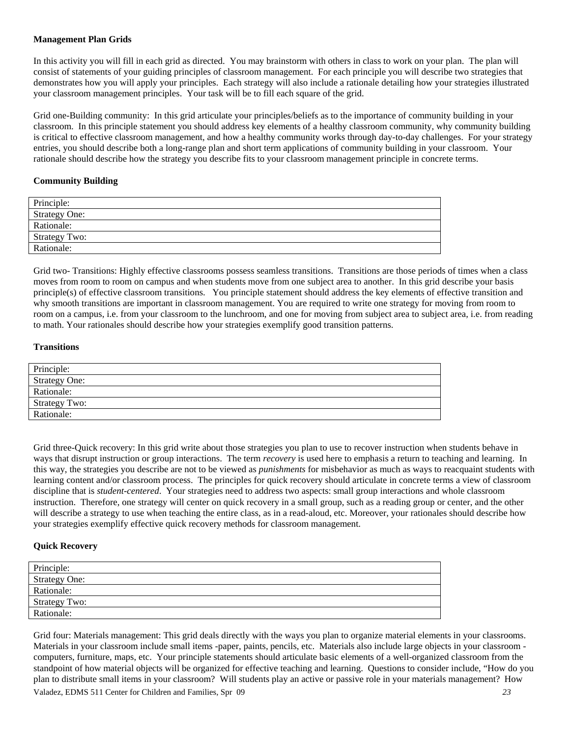**Management Plan Grids**

In this activity you will fill in each grid as directed. You may brainstorm with others in class to work on your plan. The plan will consist of statements of your guiding principles of classroom management. For each principle you will describe two strategies that demonstrates how you will apply your principles. Each strategy will also include a rationale detailing how your strategies illustrated your classroom management principles. Your task will be to fill each square of the grid.

Grid one-Building community: In this grid articulate your principles/beliefs as to the importance of community building in your classroom. In this principle statement you should address key elements of a healthy classroom community, why community building is critical to effective classroom management, and how a healthy community works through day-to-day challenges. For your strategy entries, you should describe both a long-range plan and short term applications of community building in your classroom. Your rationale should describe how the strategy you describe fits to your classroom management principle in concrete terms.

**Community Building**

| Principle: |
|---|
| Strategy One: |
| Rationale: |
| Strategy Two: |
| Rationale: |

Grid two- Transitions: Highly effective classrooms possess seamless transitions. Transitions are those periods of times when a class moves from room to room on campus and when students move from one subject area to another. In this grid describe your basis principle(s) of effective classroom transitions. You principle statement should address the key elements of effective transition and why smooth transitions are important in classroom management. You are required to write one strategy for moving from room to room on a campus, i.e. from your classroom to the lunchroom, and one for moving from subject area to subject area, i.e. from reading to math. Your rationales should describe how your strategies exemplify good transition patterns.

**Transitions**

| Principle: |
|---|
| Strategy One: |
| Rationale: |
| Strategy Two: |
| Rationale: |

Grid three-Quick recovery: In this grid write about those strategies you plan to use to recover instruction when students behave in ways that disrupt instruction or group interactions. The term *recovery* is used here to emphasis a return to teaching and learning. In this way, the strategies you describe are not to be viewed as *punishments* for misbehavior as much as ways to reacquaint students with learning content and/or classroom process. The principles for quick recovery should articulate in concrete terms a view of classroom discipline that is *student-centered*. Your strategies need to address two aspects: small group interactions and whole classroom instruction. Therefore, one strategy will center on quick recovery in a small group, such as a reading group or center, and the other will describe a strategy to use when teaching the entire class, as in a read-aloud, etc. Moreover, your rationales should describe how your strategies exemplify effective quick recovery methods for classroom management.

**Quick Recovery**

| Principle: |
|---|
| Strategy One: |
| Rationale: |
| Strategy Two: |
| Rationale: |

Grid four: Materials management: This grid deals directly with the ways you plan to organize material elements in your classrooms. Materials in your classroom include small items -paper, paints, pencils, etc. Materials also include large objects in your classroom - computers, furniture, maps, etc. Your principle statements should articulate basic elements of a well-organized classroom from the standpoint of how material objects will be organized for effective teaching and learning. Questions to consider include, "How do you plan to distribute small items in your classroom? Will students play an active or passive role in your materials management? How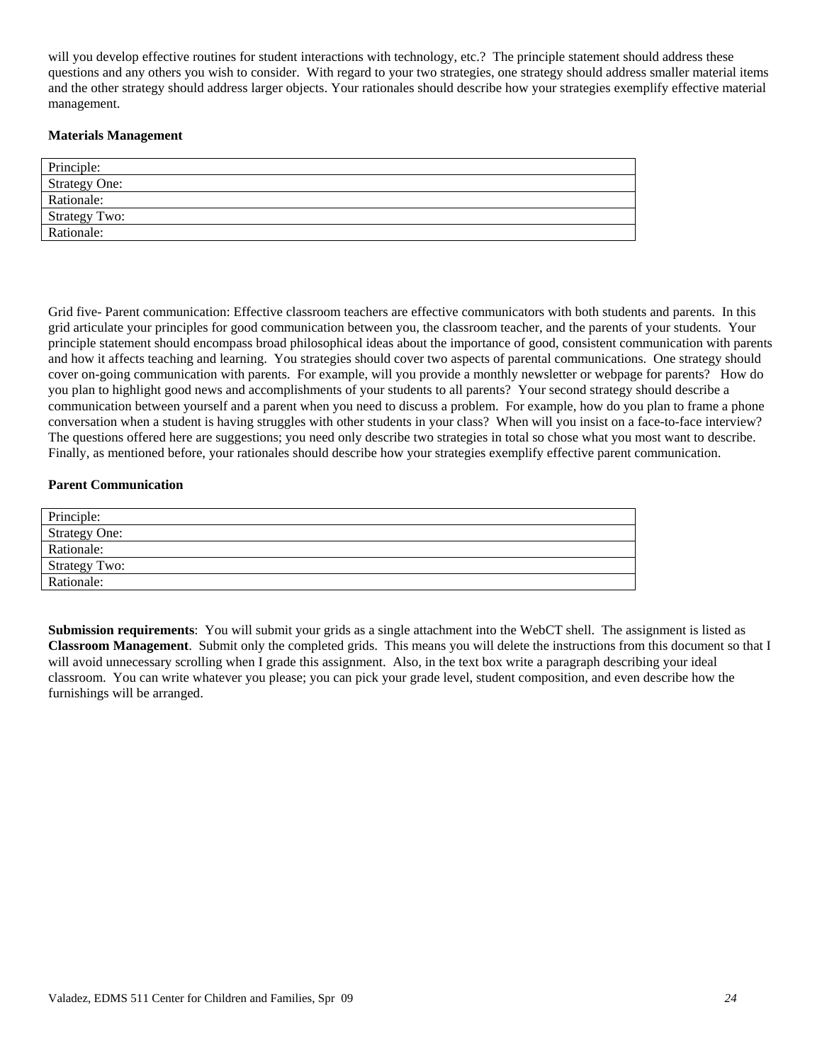will you develop effective routines for student interactions with technology, etc.? The principle statement should address these questions and any others you wish to consider. With regard to your two strategies, one strategy should address smaller material items and the other strategy should address larger objects. Your rationales should describe how your strategies exemplify effective material management.

**Materials Management**

| Principle: |
|---|
| Strategy One: |
| Rationale: |
| Strategy Two: |
| Rationale: |

Grid five- Parent communication: Effective classroom teachers are effective communicators with both students and parents. In this grid articulate your principles for good communication between you, the classroom teacher, and the parents of your students. Your principle statement should encompass broad philosophical ideas about the importance of good, consistent communication with parents and how it affects teaching and learning. You strategies should cover two aspects of parental communications. One strategy should cover on-going communication with parents. For example, will you provide a monthly newsletter or webpage for parents? How do you plan to highlight good news and accomplishments of your students to all parents? Your second strategy should describe a communication between yourself and a parent when you need to discuss a problem. For example, how do you plan to frame a phone conversation when a student is having struggles with other students in your class? When will you insist on a face-to-face interview? The questions offered here are suggestions; you need only describe two strategies in total so chose what you most want to describe. Finally, as mentioned before, your rationales should describe how your strategies exemplify effective parent communication.

**Parent Communication**

| Principle: |
|---|
| Strategy One: |
| Rationale: |
| Strategy Two: |
| Rationale: |

**Submission requirements**: You will submit your grids as a single attachment into the WebCT shell. The assignment is listed as **Classroom Management**. Submit only the completed grids. This means you will delete the instructions from this document so that I will avoid unnecessary scrolling when I grade this assignment. Also, in the text box write a paragraph describing your ideal classroom. You can write whatever you please; you can pick your grade level, student composition, and even describe how the furnishings will be arranged.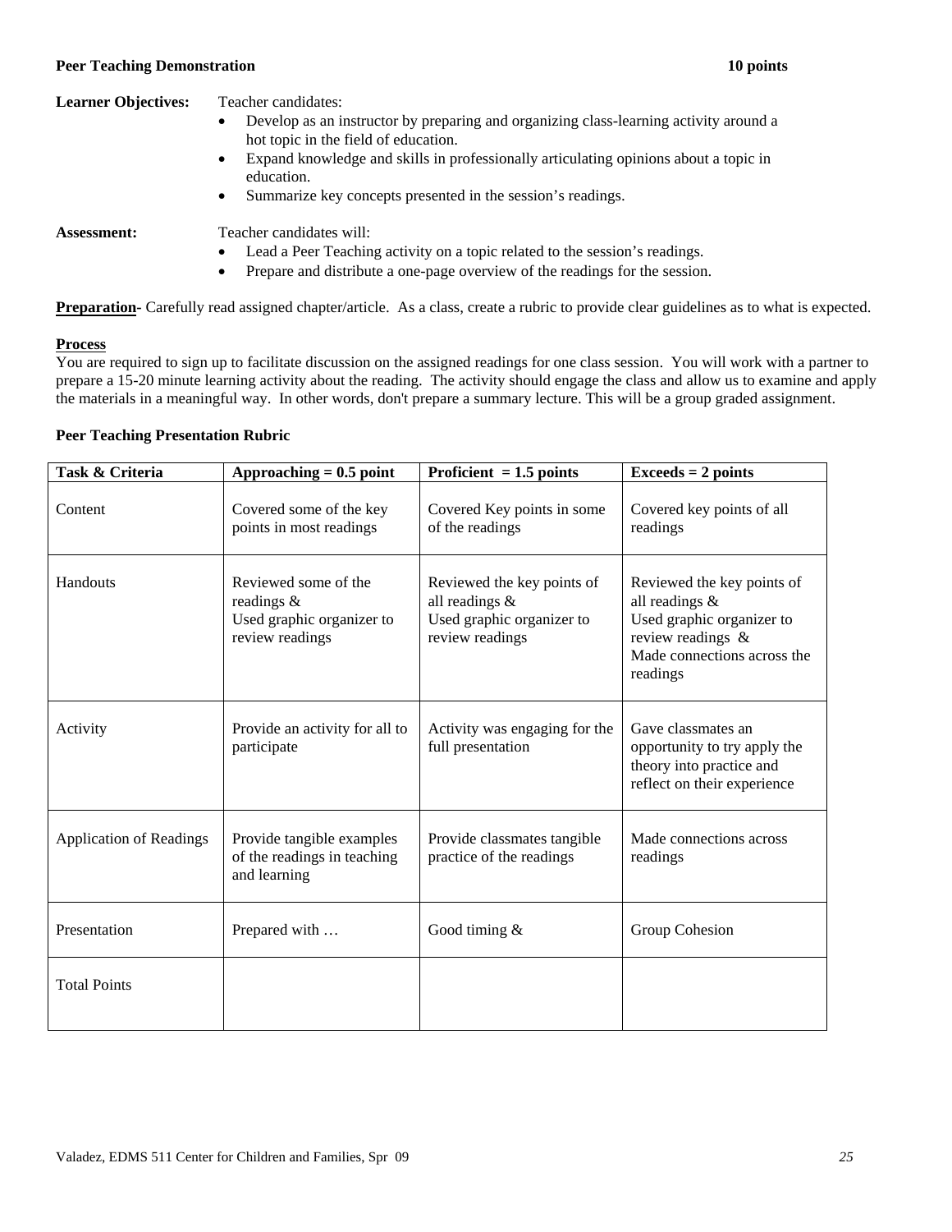**Peer Teaching Demonstration** **10 points**

**Learner Objectives:** Teacher candidates:

- Develop as an instructor by preparing and organizing class-learning activity around a hot topic in the field of education.
- Expand knowledge and skills in professionally articulating opinions about a topic in education.
- Summarize key concepts presented in the session's readings.

**Assessment:** Teacher candidates will:

- Lead a Peer Teaching activity on a topic related to the session's readings.
- Prepare and distribute a one-page overview of the readings for the session.

**Preparation-** Carefully read assigned chapter/article. As a class, create a rubric to provide clear guidelines as to what is expected.

**Process**

You are required to sign up to facilitate discussion on the assigned readings for one class session. You will work with a partner to prepare a 15-20 minute learning activity about the reading. The activity should engage the class and allow us to examine and apply the materials in a meaningful way. In other words, don't prepare a summary lecture. This will be a group graded assignment.

**Peer Teaching Presentation Rubric**

| Task & Criteria | Approaching = 0.5 point | Proficient = 1.5 points | Exceeds = 2 points |
|---|---|---|---|
| Content | Covered some of the key points in most readings | Covered Key points in some of the readings | Covered key points of all readings |
| Handouts | Reviewed some of the readings & Used graphic organizer to review readings | Reviewed the key points of all readings & Used graphic organizer to review readings | Reviewed the key points of all readings & Used graphic organizer to review readings & Made connections across the readings |
| Activity | Provide an activity for all to participate | Activity was engaging for the full presentation | Gave classmates an opportunity to try apply the theory into practice and reflect on their experience |
| Application of Readings | Provide tangible examples of the readings in teaching and learning | Provide classmates tangible practice of the readings | Made connections across readings |
| Presentation | Prepared with … | Good timing & | Group Cohesion |
| Total Points | | | |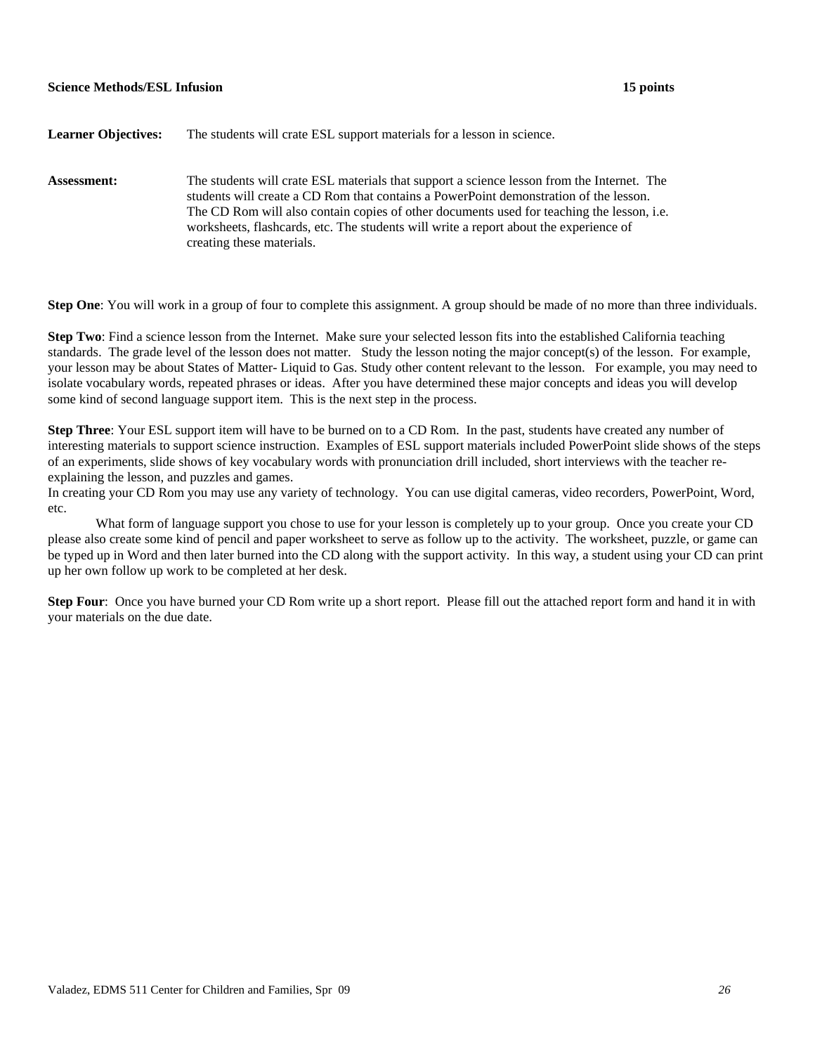**Science Methods/ESL Infusion** **15 points**

**Learner Objectives:** The students will crate ESL support materials for a lesson in science.

**Assessment:** The students will crate ESL materials that support a science lesson from the Internet. The students will create a CD Rom that contains a PowerPoint demonstration of the lesson. The CD Rom will also contain copies of other documents used for teaching the lesson, i.e. worksheets, flashcards, etc. The students will write a report about the experience of creating these materials.

**Step One**: You will work in a group of four to complete this assignment. A group should be made of no more than three individuals.

**Step Two**: Find a science lesson from the Internet. Make sure your selected lesson fits into the established California teaching standards. The grade level of the lesson does not matter. Study the lesson noting the major concept(s) of the lesson. For example, your lesson may be about States of Matter- Liquid to Gas. Study other content relevant to the lesson. For example, you may need to isolate vocabulary words, repeated phrases or ideas. After you have determined these major concepts and ideas you will develop some kind of second language support item. This is the next step in the process.

**Step Three**: Your ESL support item will have to be burned on to a CD Rom. In the past, students have created any number of interesting materials to support science instruction. Examples of ESL support materials included PowerPoint slide shows of the steps of an experiments, slide shows of key vocabulary words with pronunciation drill included, short interviews with the teacher re-explaining the lesson, and puzzles and games.

In creating your CD Rom you may use any variety of technology. You can use digital cameras, video recorders, PowerPoint, Word, etc.

What form of language support you chose to use for your lesson is completely up to your group. Once you create your CD please also create some kind of pencil and paper worksheet to serve as follow up to the activity. The worksheet, puzzle, or game can be typed up in Word and then later burned into the CD along with the support activity. In this way, a student using your CD can print up her own follow up work to be completed at her desk.

**Step Four**: Once you have burned your CD Rom write up a short report. Please fill out the attached report form and hand it in with your materials on the due date.